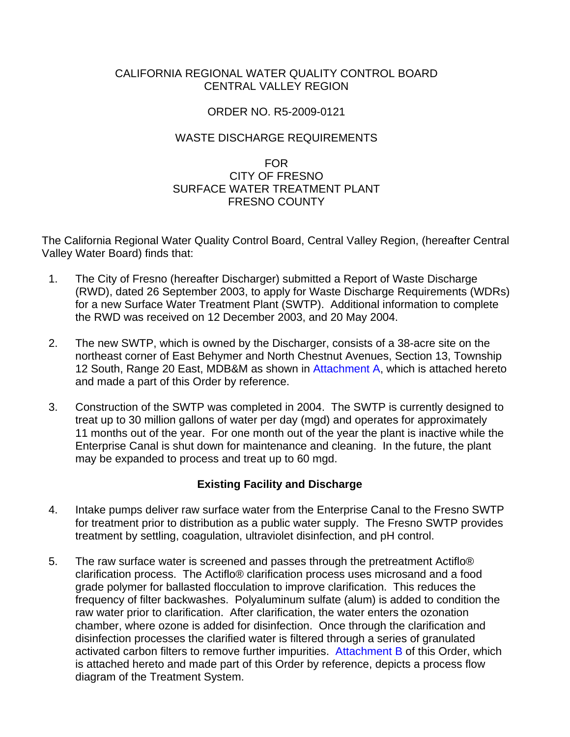CALIFORNIA REGIONAL WATER QUALITY CONTROL BOARD
CENTRAL VALLEY REGION

ORDER NO. R5-2009-0121

WASTE DISCHARGE REQUIREMENTS

FOR
CITY OF FRESNO
SURFACE WATER TREATMENT PLANT
FRESNO COUNTY

The California Regional Water Quality Control Board, Central Valley Region, (hereafter Central Valley Water Board) finds that:

1. The City of Fresno (hereafter Discharger) submitted a Report of Waste Discharge (RWD), dated 26 September 2003, to apply for Waste Discharge Requirements (WDRs) for a new Surface Water Treatment Plant (SWTP). Additional information to complete the RWD was received on 12 December 2003, and 20 May 2004.

2. The new SWTP, which is owned by the Discharger, consists of a 38-acre site on the northeast corner of East Behymer and North Chestnut Avenues, Section 13, Township 12 South, Range 20 East, MDB&M as shown in Attachment A, which is attached hereto and made a part of this Order by reference.

3. Construction of the SWTP was completed in 2004. The SWTP is currently designed to treat up to 30 million gallons of water per day (mgd) and operates for approximately 11 months out of the year. For one month out of the year the plant is inactive while the Enterprise Canal is shut down for maintenance and cleaning. In the future, the plant may be expanded to process and treat up to 60 mgd.

**Existing Facility and Discharge**

4. Intake pumps deliver raw surface water from the Enterprise Canal to the Fresno SWTP for treatment prior to distribution as a public water supply. The Fresno SWTP provides treatment by settling, coagulation, ultraviolet disinfection, and pH control.

5. The raw surface water is screened and passes through the pretreatment Actiflo® clarification process. The Actiflo® clarification process uses microsand and a food grade polymer for ballasted flocculation to improve clarification. This reduces the frequency of filter backwashes. Polyaluminum sulfate (alum) is added to condition the raw water prior to clarification. After clarification, the water enters the ozonation chamber, where ozone is added for disinfection. Once through the clarification and disinfection processes the clarified water is filtered through a series of granulated activated carbon filters to remove further impurities. Attachment B of this Order, which is attached hereto and made part of this Order by reference, depicts a process flow diagram of the Treatment System.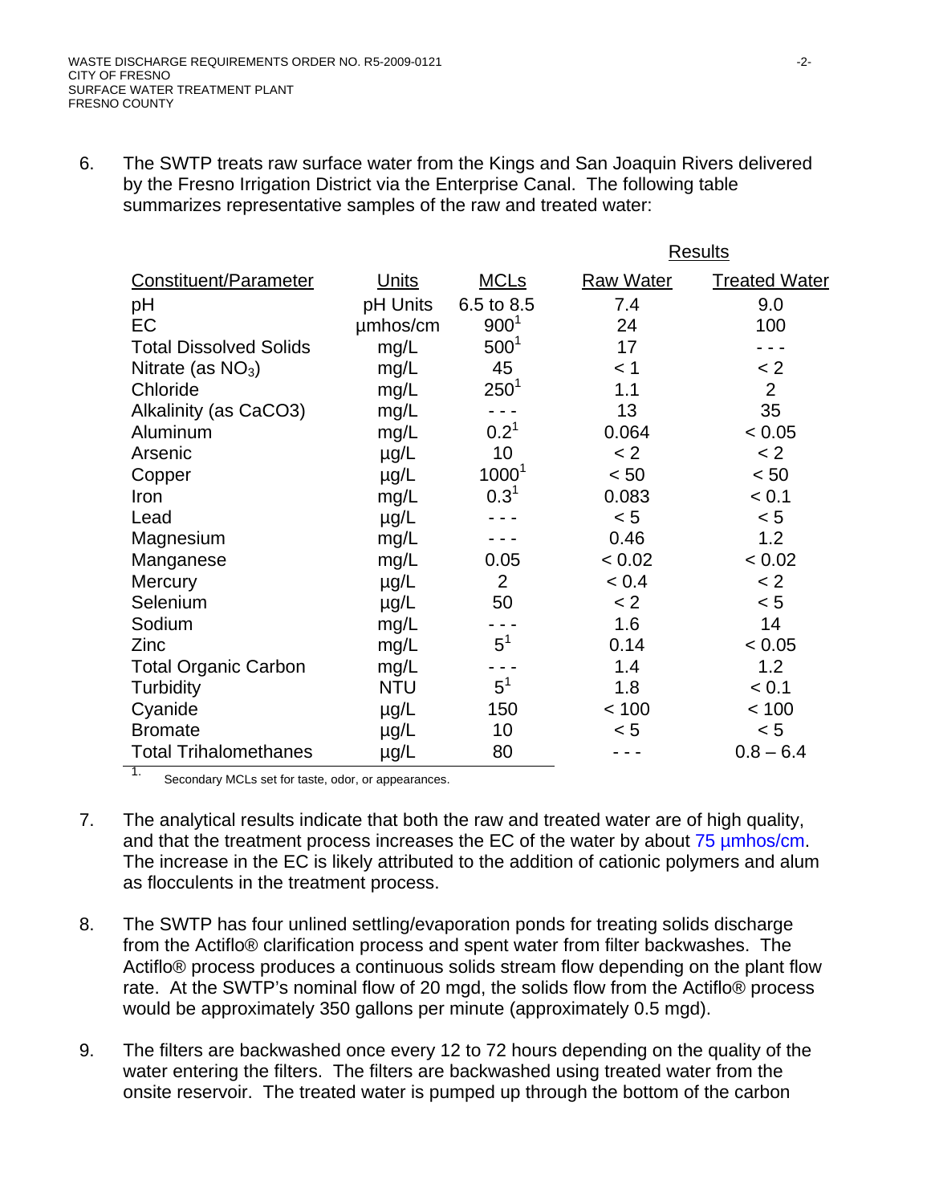6. The SWTP treats raw surface water from the Kings and San Joaquin Rivers delivered by the Fresno Irrigation District via the Enterprise Canal. The following table summarizes representative samples of the raw and treated water:

| Constituent/Parameter | Units | MCLs | Results | |
|---|---|---|---|---|
| | | | Raw Water | Treated Water |
| pH | pH Units | 6.5 to 8.5 | 7.4 | 9.0 |
| EC | µmhos/cm | 900[1] | 24 | 100 |
| Total Dissolved Solids | mg/L | 500[1] | 17 | - - - |
| Nitrate (as $NO_3$) | mg/L | 45 | < 1 | < 2 |
| Chloride | mg/L | 250[1] | 1.1 | 2 |
| Alkalinity (as CaCO3) | mg/L | - - - | 13 | 35 |
| Aluminum | mg/L | 0.2[1] | 0.064 | < 0.05 |
| Arsenic | µg/L | 10 | < 2 | < 2 |
| Copper | µg/L | 1000[1] | < 50 | < 50 |
| Iron | mg/L | 0.3[1] | 0.083 | < 0.1 |
| Lead | µg/L | - - - | < 5 | < 5 |
| Magnesium | mg/L | - - - | 0.46 | 1.2 |
| Manganese | mg/L | 0.05 | < 0.02 | < 0.02 |
| Mercury | µg/L | 2 | < 0.4 | < 2 |
| Selenium | µg/L | 50 | < 2 | < 5 |
| Sodium | mg/L | - - - | 1.6 | 14 |
| Zinc | mg/L | 5[1] | 0.14 | < 0.05 |
| Total Organic Carbon | mg/L | - - - | 1.4 | 1.2 |
| Turbidity | NTU | 5[1] | 1.8 | < 0.1 |
| Cyanide | µg/L | 150 | < 100 | < 100 |
| Bromate | µg/L | 10 | < 5 | < 5 |
| Total Trihalomethanes | µg/L | 80 | - - - | 0.8 – 6.4 |

1. Secondary MCLs set for taste, odor, or appearances.

7. The analytical results indicate that both the raw and treated water are of high quality, and that the treatment process increases the EC of the water by about 75 µmhos/cm. The increase in the EC is likely attributed to the addition of cationic polymers and alum as flocculents in the treatment process.

8. The SWTP has four unlined settling/evaporation ponds for treating solids discharge from the Actiflo® clarification process and spent water from filter backwashes. The Actiflo® process produces a continuous solids stream flow depending on the plant flow rate. At the SWTP's nominal flow of 20 mgd, the solids flow from the Actiflo® process would be approximately 350 gallons per minute (approximately 0.5 mgd).

9. The filters are backwashed once every 12 to 72 hours depending on the quality of the water entering the filters. The filters are backwashed using treated water from the onsite reservoir. The treated water is pumped up through the bottom of the carbon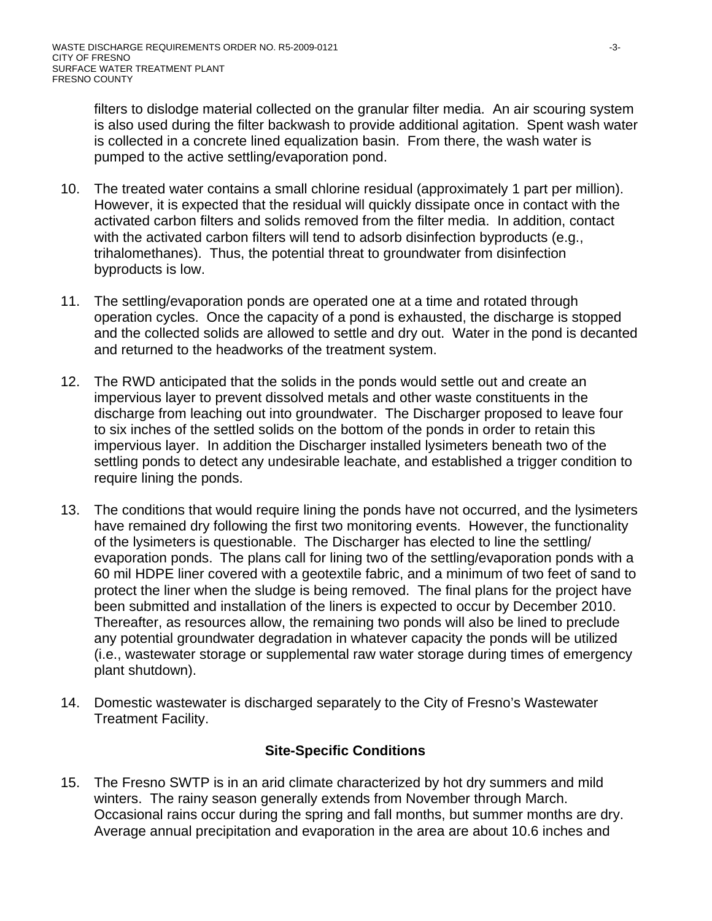filters to dislodge material collected on the granular filter media. An air scouring system is also used during the filter backwash to provide additional agitation. Spent wash water is collected in a concrete lined equalization basin. From there, the wash water is pumped to the active settling/evaporation pond.

10. The treated water contains a small chlorine residual (approximately 1 part per million). However, it is expected that the residual will quickly dissipate once in contact with the activated carbon filters and solids removed from the filter media. In addition, contact with the activated carbon filters will tend to adsorb disinfection byproducts (e.g., trihalomethanes). Thus, the potential threat to groundwater from disinfection byproducts is low.

11. The settling/evaporation ponds are operated one at a time and rotated through operation cycles. Once the capacity of a pond is exhausted, the discharge is stopped and the collected solids are allowed to settle and dry out. Water in the pond is decanted and returned to the headworks of the treatment system.

12. The RWD anticipated that the solids in the ponds would settle out and create an impervious layer to prevent dissolved metals and other waste constituents in the discharge from leaching out into groundwater. The Discharger proposed to leave four to six inches of the settled solids on the bottom of the ponds in order to retain this impervious layer. In addition the Discharger installed lysimeters beneath two of the settling ponds to detect any undesirable leachate, and established a trigger condition to require lining the ponds.

13. The conditions that would require lining the ponds have not occurred, and the lysimeters have remained dry following the first two monitoring events. However, the functionality of the lysimeters is questionable. The Discharger has elected to line the settling/ evaporation ponds. The plans call for lining two of the settling/evaporation ponds with a 60 mil HDPE liner covered with a geotextile fabric, and a minimum of two feet of sand to protect the liner when the sludge is being removed. The final plans for the project have been submitted and installation of the liners is expected to occur by December 2010. Thereafter, as resources allow, the remaining two ponds will also be lined to preclude any potential groundwater degradation in whatever capacity the ponds will be utilized (i.e., wastewater storage or supplemental raw water storage during times of emergency plant shutdown).

14. Domestic wastewater is discharged separately to the City of Fresno's Wastewater Treatment Facility.

## Site-Specific Conditions

15. The Fresno SWTP is in an arid climate characterized by hot dry summers and mild winters. The rainy season generally extends from November through March. Occasional rains occur during the spring and fall months, but summer months are dry. Average annual precipitation and evaporation in the area are about 10.6 inches and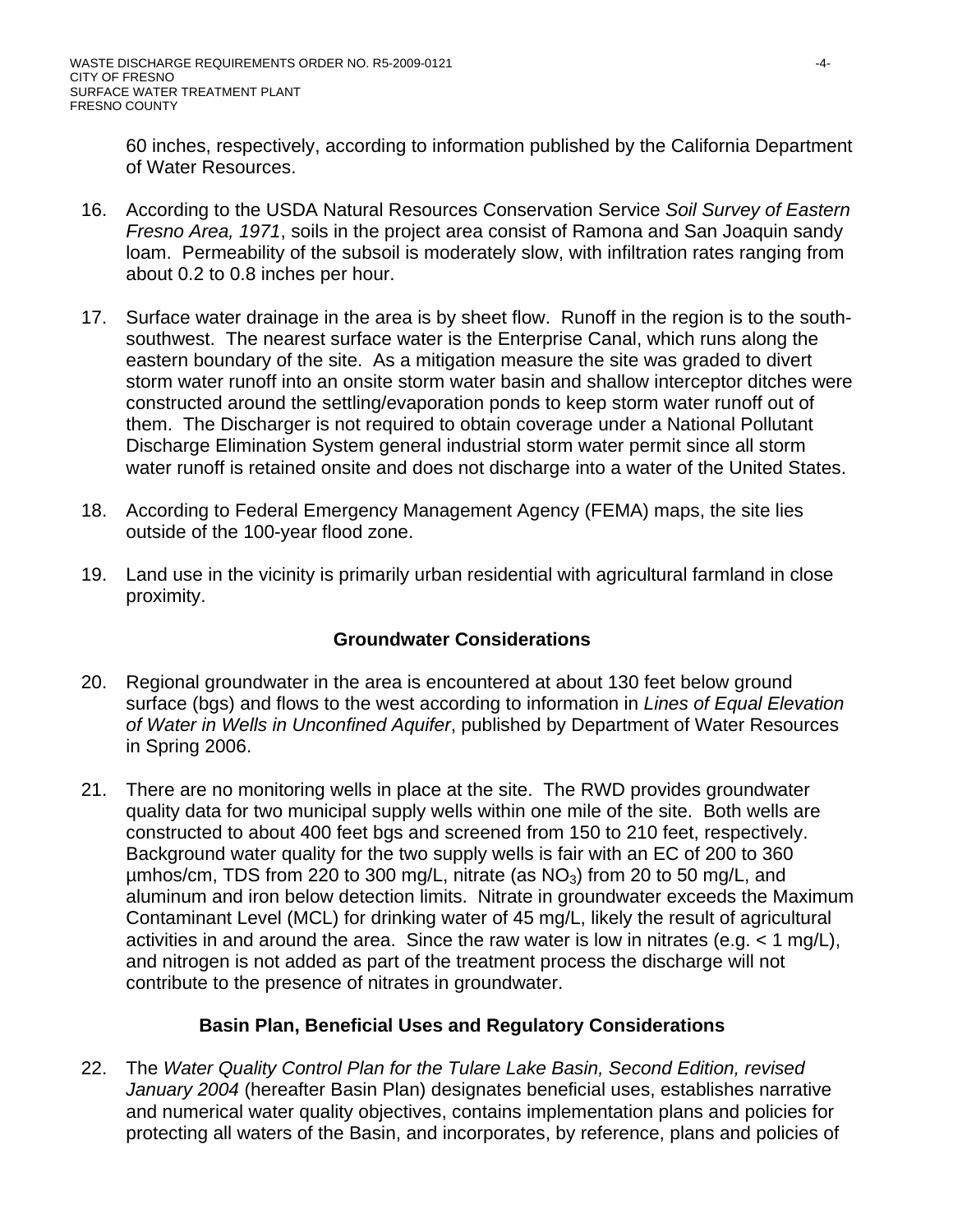60 inches, respectively, according to information published by the California Department of Water Resources.

16. According to the USDA Natural Resources Conservation Service *Soil Survey of Eastern Fresno Area, 1971*, soils in the project area consist of Ramona and San Joaquin sandy loam. Permeability of the subsoil is moderately slow, with infiltration rates ranging from about 0.2 to 0.8 inches per hour.

17. Surface water drainage in the area is by sheet flow. Runoff in the region is to the south-southwest. The nearest surface water is the Enterprise Canal, which runs along the eastern boundary of the site. As a mitigation measure the site was graded to divert storm water runoff into an onsite storm water basin and shallow interceptor ditches were constructed around the settling/evaporation ponds to keep storm water runoff out of them. The Discharger is not required to obtain coverage under a National Pollutant Discharge Elimination System general industrial storm water permit since all storm water runoff is retained onsite and does not discharge into a water of the United States.

18. According to Federal Emergency Management Agency (FEMA) maps, the site lies outside of the 100-year flood zone.

19. Land use in the vicinity is primarily urban residential with agricultural farmland in close proximity.

**Groundwater Considerations**

20. Regional groundwater in the area is encountered at about 130 feet below ground surface (bgs) and flows to the west according to information in *Lines of Equal Elevation of Water in Wells in Unconfined Aquifer*, published by Department of Water Resources in Spring 2006.

21. There are no monitoring wells in place at the site. The RWD provides groundwater quality data for two municipal supply wells within one mile of the site. Both wells are constructed to about 400 feet bgs and screened from 150 to 210 feet, respectively. Background water quality for the two supply wells is fair with an EC of 200 to 360 µmhos/cm, TDS from 220 to 300 mg/L, nitrate (as $NO_3$) from 20 to 50 mg/L, and aluminum and iron below detection limits. Nitrate in groundwater exceeds the Maximum Contaminant Level (MCL) for drinking water of 45 mg/L, likely the result of agricultural activities in and around the area. Since the raw water is low in nitrates (e.g. < 1 mg/L), and nitrogen is not added as part of the treatment process the discharge will not contribute to the presence of nitrates in groundwater.

**Basin Plan, Beneficial Uses and Regulatory Considerations**

22. The *Water Quality Control Plan for the Tulare Lake Basin, Second Edition, revised January 2004* (hereafter Basin Plan) designates beneficial uses, establishes narrative and numerical water quality objectives, contains implementation plans and policies for protecting all waters of the Basin, and incorporates, by reference, plans and policies of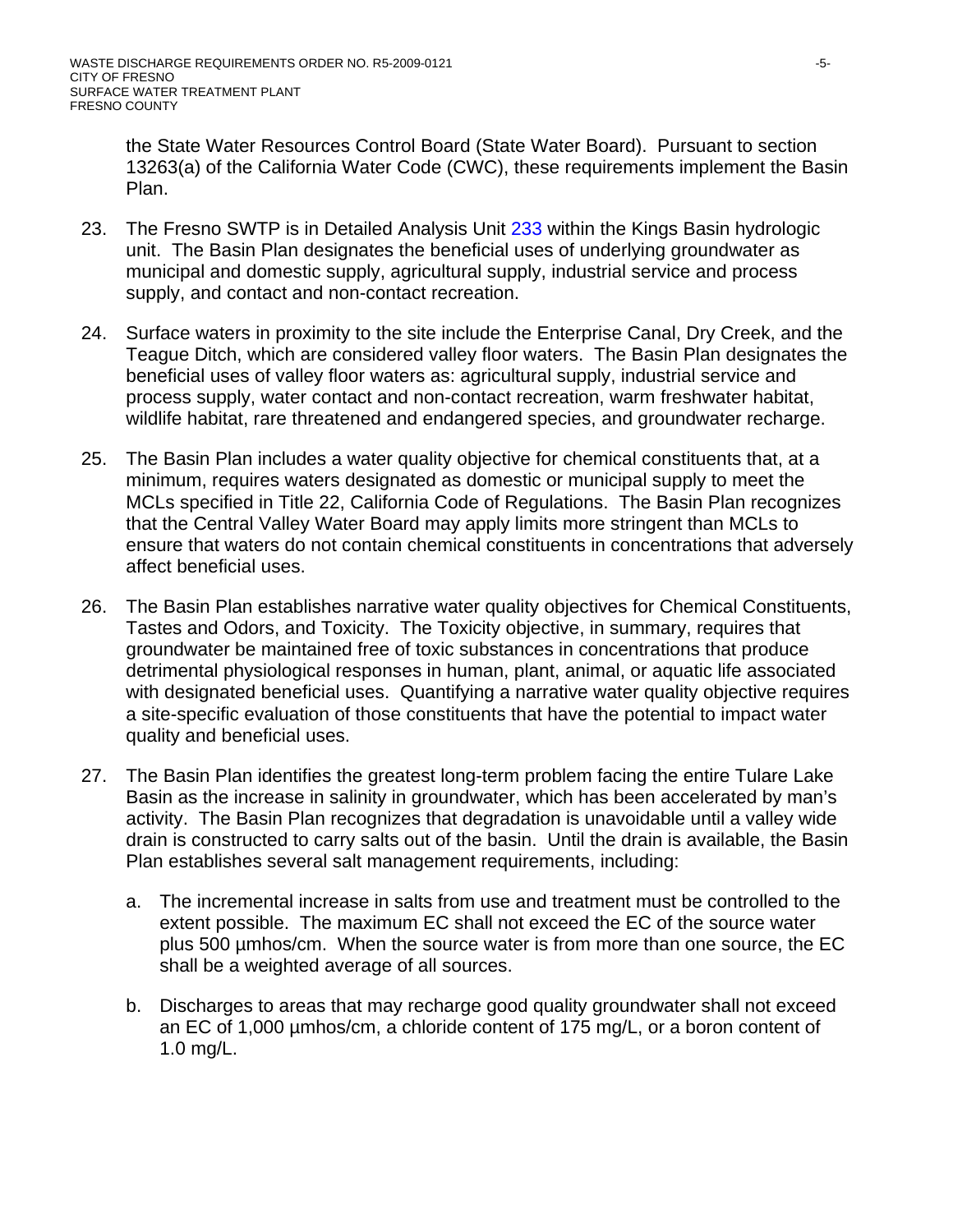the State Water Resources Control Board (State Water Board). Pursuant to section 13263(a) of the California Water Code (CWC), these requirements implement the Basin Plan.

23. The Fresno SWTP is in Detailed Analysis Unit 233 within the Kings Basin hydrologic unit. The Basin Plan designates the beneficial uses of underlying groundwater as municipal and domestic supply, agricultural supply, industrial service and process supply, and contact and non-contact recreation.

24. Surface waters in proximity to the site include the Enterprise Canal, Dry Creek, and the Teague Ditch, which are considered valley floor waters. The Basin Plan designates the beneficial uses of valley floor waters as: agricultural supply, industrial service and process supply, water contact and non-contact recreation, warm freshwater habitat, wildlife habitat, rare threatened and endangered species, and groundwater recharge.

25. The Basin Plan includes a water quality objective for chemical constituents that, at a minimum, requires waters designated as domestic or municipal supply to meet the MCLs specified in Title 22, California Code of Regulations. The Basin Plan recognizes that the Central Valley Water Board may apply limits more stringent than MCLs to ensure that waters do not contain chemical constituents in concentrations that adversely affect beneficial uses.

26. The Basin Plan establishes narrative water quality objectives for Chemical Constituents, Tastes and Odors, and Toxicity. The Toxicity objective, in summary, requires that groundwater be maintained free of toxic substances in concentrations that produce detrimental physiological responses in human, plant, animal, or aquatic life associated with designated beneficial uses. Quantifying a narrative water quality objective requires a site-specific evaluation of those constituents that have the potential to impact water quality and beneficial uses.

27. The Basin Plan identifies the greatest long-term problem facing the entire Tulare Lake Basin as the increase in salinity in groundwater, which has been accelerated by man's activity. The Basin Plan recognizes that degradation is unavoidable until a valley wide drain is constructed to carry salts out of the basin. Until the drain is available, the Basin Plan establishes several salt management requirements, including:

    a. The incremental increase in salts from use and treatment must be controlled to the extent possible. The maximum EC shall not exceed the EC of the source water plus 500 µmhos/cm. When the source water is from more than one source, the EC shall be a weighted average of all sources.

    b. Discharges to areas that may recharge good quality groundwater shall not exceed an EC of 1,000 µmhos/cm, a chloride content of 175 mg/L, or a boron content of 1.0 mg/L.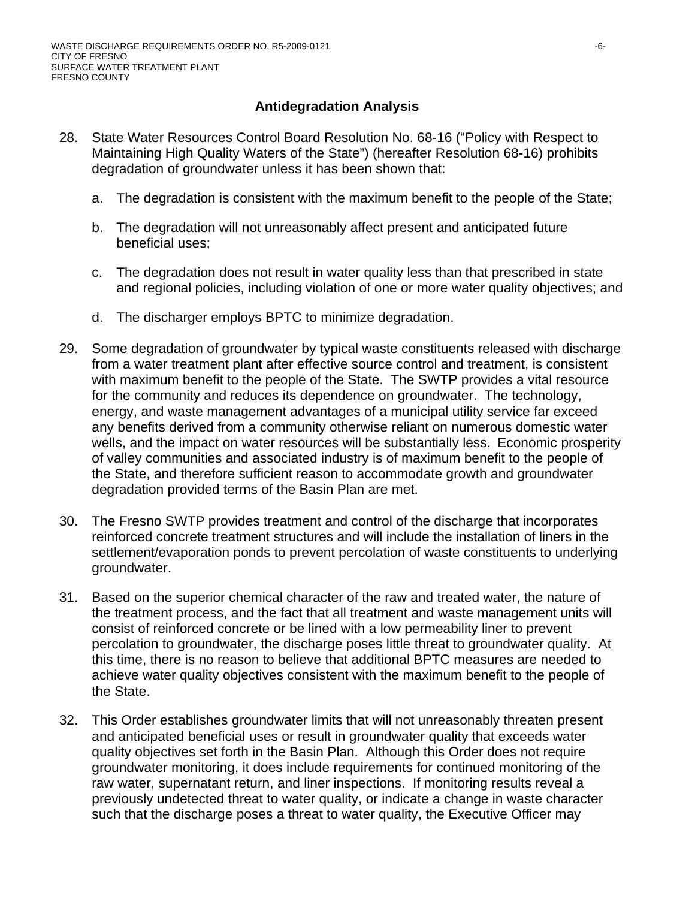## Antidegradation Analysis

28. State Water Resources Control Board Resolution No. 68-16 ("Policy with Respect to Maintaining High Quality Waters of the State") (hereafter Resolution 68-16) prohibits degradation of groundwater unless it has been shown that:

    a. The degradation is consistent with the maximum benefit to the people of the State;

    b. The degradation will not unreasonably affect present and anticipated future beneficial uses;

    c. The degradation does not result in water quality less than that prescribed in state and regional policies, including violation of one or more water quality objectives; and

    d. The discharger employs BPTC to minimize degradation.

29. Some degradation of groundwater by typical waste constituents released with discharge from a water treatment plant after effective source control and treatment, is consistent with maximum benefit to the people of the State. The SWTP provides a vital resource for the community and reduces its dependence on groundwater. The technology, energy, and waste management advantages of a municipal utility service far exceed any benefits derived from a community otherwise reliant on numerous domestic water wells, and the impact on water resources will be substantially less. Economic prosperity of valley communities and associated industry is of maximum benefit to the people of the State, and therefore sufficient reason to accommodate growth and groundwater degradation provided terms of the Basin Plan are met.

30. The Fresno SWTP provides treatment and control of the discharge that incorporates reinforced concrete treatment structures and will include the installation of liners in the settlement/evaporation ponds to prevent percolation of waste constituents to underlying groundwater.

31. Based on the superior chemical character of the raw and treated water, the nature of the treatment process, and the fact that all treatment and waste management units will consist of reinforced concrete or be lined with a low permeability liner to prevent percolation to groundwater, the discharge poses little threat to groundwater quality. At this time, there is no reason to believe that additional BPTC measures are needed to achieve water quality objectives consistent with the maximum benefit to the people of the State.

32. This Order establishes groundwater limits that will not unreasonably threaten present and anticipated beneficial uses or result in groundwater quality that exceeds water quality objectives set forth in the Basin Plan. Although this Order does not require groundwater monitoring, it does include requirements for continued monitoring of the raw water, supernatant return, and liner inspections. If monitoring results reveal a previously undetected threat to water quality, or indicate a change in waste character such that the discharge poses a threat to water quality, the Executive Officer may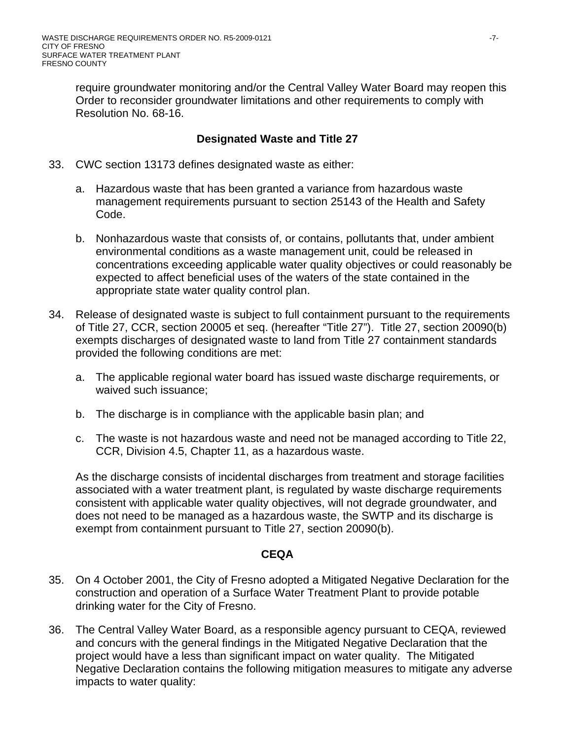require groundwater monitoring and/or the Central Valley Water Board may reopen this Order to reconsider groundwater limitations and other requirements to comply with Resolution No. 68-16.

### Designated Waste and Title 27

33. CWC section 13173 defines designated waste as either:

    a. Hazardous waste that has been granted a variance from hazardous waste management requirements pursuant to section 25143 of the Health and Safety Code.

    b. Nonhazardous waste that consists of, or contains, pollutants that, under ambient environmental conditions as a waste management unit, could be released in concentrations exceeding applicable water quality objectives or could reasonably be expected to affect beneficial uses of the waters of the state contained in the appropriate state water quality control plan.

34. Release of designated waste is subject to full containment pursuant to the requirements of Title 27, CCR, section 20005 et seq. (hereafter "Title 27"). Title 27, section 20090(b) exempts discharges of designated waste to land from Title 27 containment standards provided the following conditions are met:

    a. The applicable regional water board has issued waste discharge requirements, or waived such issuance;

    b. The discharge is in compliance with the applicable basin plan; and

    c. The waste is not hazardous waste and need not be managed according to Title 22, CCR, Division 4.5, Chapter 11, as a hazardous waste.

    As the discharge consists of incidental discharges from treatment and storage facilities associated with a water treatment plant, is regulated by waste discharge requirements consistent with applicable water quality objectives, will not degrade groundwater, and does not need to be managed as a hazardous waste, the SWTP and its discharge is exempt from containment pursuant to Title 27, section 20090(b).

### CEQA

35. On 4 October 2001, the City of Fresno adopted a Mitigated Negative Declaration for the construction and operation of a Surface Water Treatment Plant to provide potable drinking water for the City of Fresno.

36. The Central Valley Water Board, as a responsible agency pursuant to CEQA, reviewed and concurs with the general findings in the Mitigated Negative Declaration that the project would have a less than significant impact on water quality. The Mitigated Negative Declaration contains the following mitigation measures to mitigate any adverse impacts to water quality: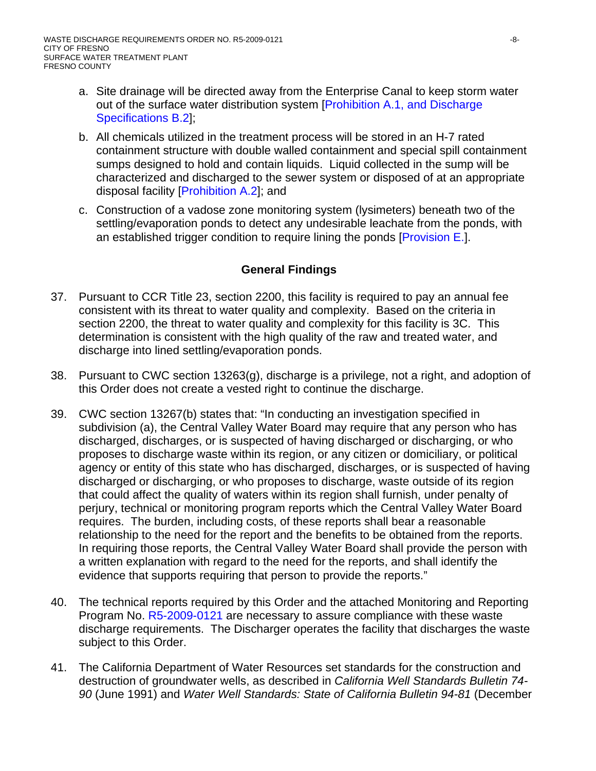a. Site drainage will be directed away from the Enterprise Canal to keep storm water out of the surface water distribution system [Prohibition A.1, and Discharge Specifications B.2];

b. All chemicals utilized in the treatment process will be stored in an H-7 rated containment structure with double walled containment and special spill containment sumps designed to hold and contain liquids. Liquid collected in the sump will be characterized and discharged to the sewer system or disposed of at an appropriate disposal facility [Prohibition A.2]; and

c. Construction of a vadose zone monitoring system (lysimeters) beneath two of the settling/evaporation ponds to detect any undesirable leachate from the ponds, with an established trigger condition to require lining the ponds [Provision E.].

## General Findings

37. Pursuant to CCR Title 23, section 2200, this facility is required to pay an annual fee consistent with its threat to water quality and complexity. Based on the criteria in section 2200, the threat to water quality and complexity for this facility is 3C. This determination is consistent with the high quality of the raw and treated water, and discharge into lined settling/evaporation ponds.

38. Pursuant to CWC section 13263(g), discharge is a privilege, not a right, and adoption of this Order does not create a vested right to continue the discharge.

39. CWC section 13267(b) states that: "In conducting an investigation specified in subdivision (a), the Central Valley Water Board may require that any person who has discharged, discharges, or is suspected of having discharged or discharging, or who proposes to discharge waste within its region, or any citizen or domiciliary, or political agency or entity of this state who has discharged, discharges, or is suspected of having discharged or discharging, or who proposes to discharge, waste outside of its region that could affect the quality of waters within its region shall furnish, under penalty of perjury, technical or monitoring program reports which the Central Valley Water Board requires. The burden, including costs, of these reports shall bear a reasonable relationship to the need for the report and the benefits to be obtained from the reports. In requiring those reports, the Central Valley Water Board shall provide the person with a written explanation with regard to the need for the reports, and shall identify the evidence that supports requiring that person to provide the reports."

40. The technical reports required by this Order and the attached Monitoring and Reporting Program No. R5-2009-0121 are necessary to assure compliance with these waste discharge requirements. The Discharger operates the facility that discharges the waste subject to this Order.

41. The California Department of Water Resources set standards for the construction and destruction of groundwater wells, as described in *California Well Standards Bulletin 74-90* (June 1991) and *Water Well Standards: State of California Bulletin 94-81* (December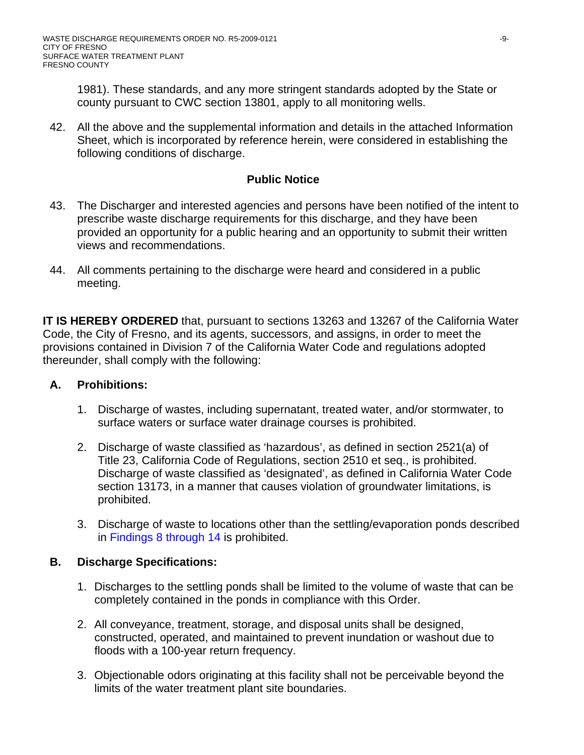1981). These standards, and any more stringent standards adopted by the State or county pursuant to CWC section 13801, apply to all monitoring wells.

42. All the above and the supplemental information and details in the attached Information Sheet, which is incorporated by reference herein, were considered in establishing the following conditions of discharge.

**Public Notice**

43. The Discharger and interested agencies and persons have been notified of the intent to prescribe waste discharge requirements for this discharge, and they have been provided an opportunity for a public hearing and an opportunity to submit their written views and recommendations.

44. All comments pertaining to the discharge were heard and considered in a public meeting.

**IT IS HEREBY ORDERED** that, pursuant to sections 13263 and 13267 of the California Water Code, the City of Fresno, and its agents, successors, and assigns, in order to meet the provisions contained in Division 7 of the California Water Code and regulations adopted thereunder, shall comply with the following:

**A. Prohibitions:**

1. Discharge of wastes, including supernatant, treated water, and/or stormwater, to surface waters or surface water drainage courses is prohibited.

2. Discharge of waste classified as 'hazardous', as defined in section 2521(a) of Title 23, California Code of Regulations, section 2510 et seq., is prohibited. Discharge of waste classified as 'designated', as defined in California Water Code section 13173, in a manner that causes violation of groundwater limitations, is prohibited.

3. Discharge of waste to locations other than the settling/evaporation ponds described in Findings 8 through 14 is prohibited.

**B. Discharge Specifications:**

1. Discharges to the settling ponds shall be limited to the volume of waste that can be completely contained in the ponds in compliance with this Order.

2. All conveyance, treatment, storage, and disposal units shall be designed, constructed, operated, and maintained to prevent inundation or washout due to floods with a 100-year return frequency.

3. Objectionable odors originating at this facility shall not be perceivable beyond the limits of the water treatment plant site boundaries.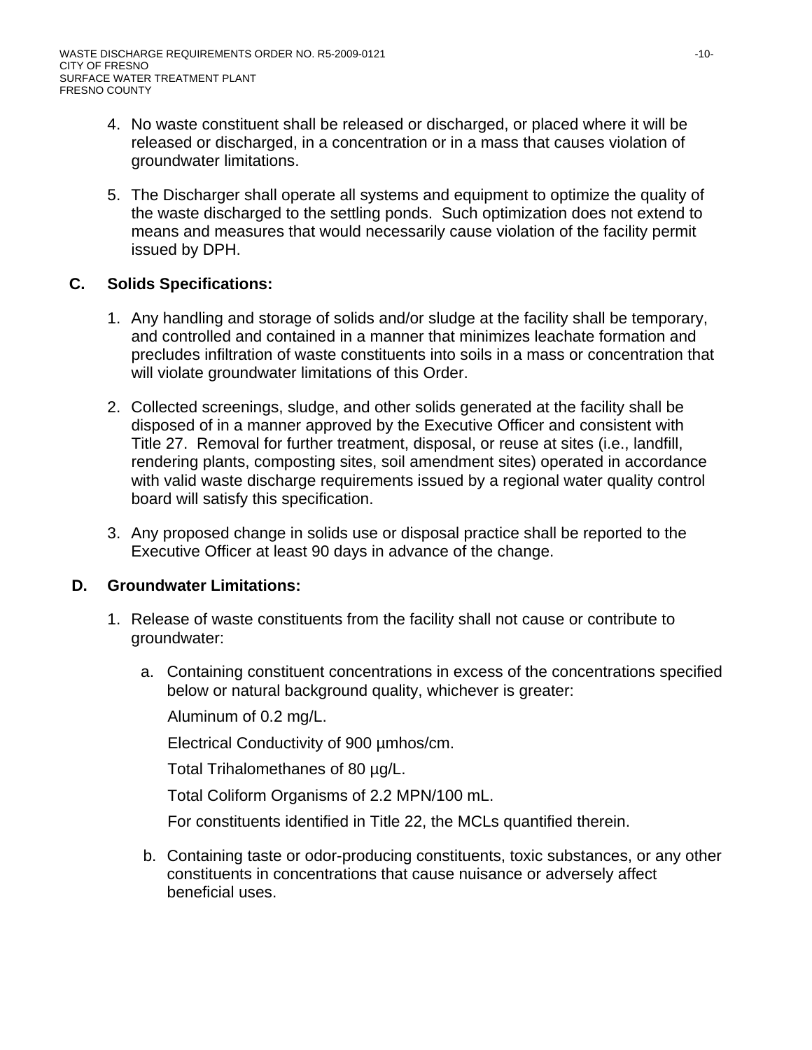4. No waste constituent shall be released or discharged, or placed where it will be released or discharged, in a concentration or in a mass that causes violation of groundwater limitations.

5. The Discharger shall operate all systems and equipment to optimize the quality of the waste discharged to the settling ponds. Such optimization does not extend to means and measures that would necessarily cause violation of the facility permit issued by DPH.

**C. Solids Specifications:**

1. Any handling and storage of solids and/or sludge at the facility shall be temporary, and controlled and contained in a manner that minimizes leachate formation and precludes infiltration of waste constituents into soils in a mass or concentration that will violate groundwater limitations of this Order.

2. Collected screenings, sludge, and other solids generated at the facility shall be disposed of in a manner approved by the Executive Officer and consistent with Title 27. Removal for further treatment, disposal, or reuse at sites (i.e., landfill, rendering plants, composting sites, soil amendment sites) operated in accordance with valid waste discharge requirements issued by a regional water quality control board will satisfy this specification.

3. Any proposed change in solids use or disposal practice shall be reported to the Executive Officer at least 90 days in advance of the change.

**D. Groundwater Limitations:**

1. Release of waste constituents from the facility shall not cause or contribute to groundwater:

   a. Containing constituent concentrations in excess of the concentrations specified below or natural background quality, whichever is greater:

      Aluminum of 0.2 mg/L.

      Electrical Conductivity of 900 µmhos/cm.

      Total Trihalomethanes of 80 µg/L.

      Total Coliform Organisms of 2.2 MPN/100 mL.

      For constituents identified in Title 22, the MCLs quantified therein.

   b. Containing taste or odor-producing constituents, toxic substances, or any other constituents in concentrations that cause nuisance or adversely affect beneficial uses.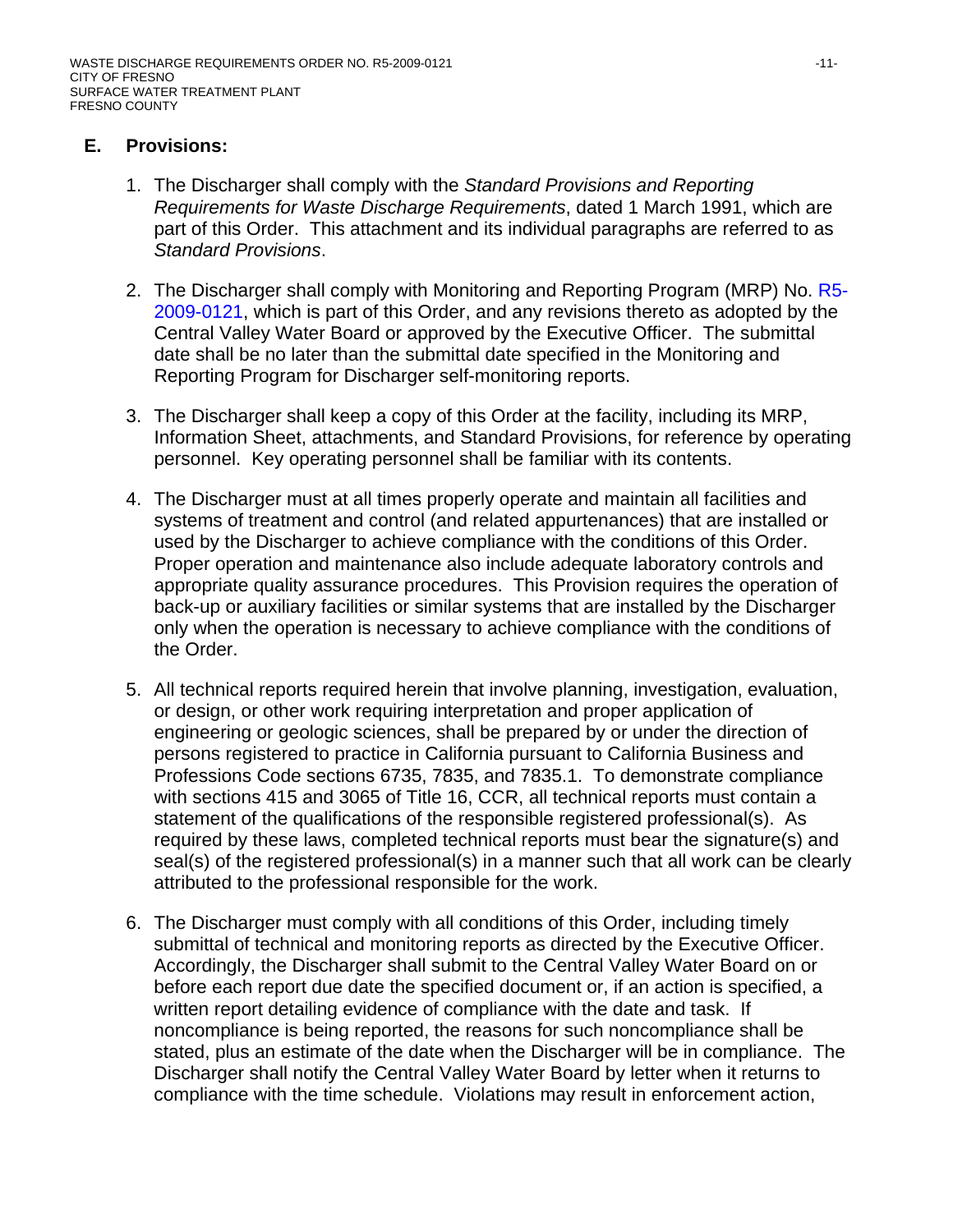## E. Provisions:

1. The Discharger shall comply with the *Standard Provisions and Reporting Requirements for Waste Discharge Requirements*, dated 1 March 1991, which are part of this Order. This attachment and its individual paragraphs are referred to as *Standard Provisions*.

2. The Discharger shall comply with Monitoring and Reporting Program (MRP) No. R5-2009-0121, which is part of this Order, and any revisions thereto as adopted by the Central Valley Water Board or approved by the Executive Officer. The submittal date shall be no later than the submittal date specified in the Monitoring and Reporting Program for Discharger self-monitoring reports.

3. The Discharger shall keep a copy of this Order at the facility, including its MRP, Information Sheet, attachments, and Standard Provisions, for reference by operating personnel. Key operating personnel shall be familiar with its contents.

4. The Discharger must at all times properly operate and maintain all facilities and systems of treatment and control (and related appurtenances) that are installed or used by the Discharger to achieve compliance with the conditions of this Order. Proper operation and maintenance also include adequate laboratory controls and appropriate quality assurance procedures. This Provision requires the operation of back-up or auxiliary facilities or similar systems that are installed by the Discharger only when the operation is necessary to achieve compliance with the conditions of the Order.

5. All technical reports required herein that involve planning, investigation, evaluation, or design, or other work requiring interpretation and proper application of engineering or geologic sciences, shall be prepared by or under the direction of persons registered to practice in California pursuant to California Business and Professions Code sections 6735, 7835, and 7835.1. To demonstrate compliance with sections 415 and 3065 of Title 16, CCR, all technical reports must contain a statement of the qualifications of the responsible registered professional(s). As required by these laws, completed technical reports must bear the signature(s) and seal(s) of the registered professional(s) in a manner such that all work can be clearly attributed to the professional responsible for the work.

6. The Discharger must comply with all conditions of this Order, including timely submittal of technical and monitoring reports as directed by the Executive Officer. Accordingly, the Discharger shall submit to the Central Valley Water Board on or before each report due date the specified document or, if an action is specified, a written report detailing evidence of compliance with the date and task. If noncompliance is being reported, the reasons for such noncompliance shall be stated, plus an estimate of the date when the Discharger will be in compliance. The Discharger shall notify the Central Valley Water Board by letter when it returns to compliance with the time schedule. Violations may result in enforcement action,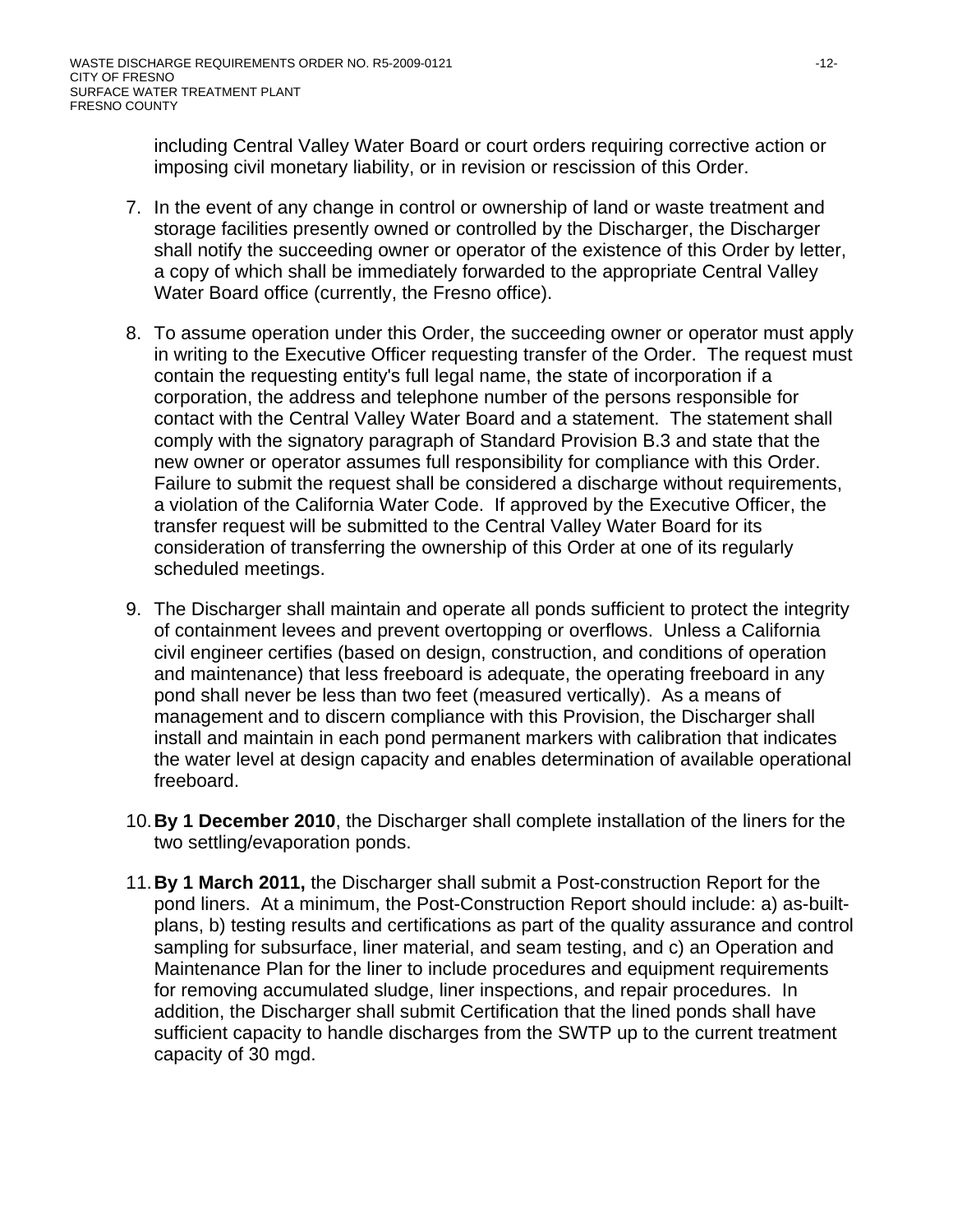including Central Valley Water Board or court orders requiring corrective action or imposing civil monetary liability, or in revision or rescission of this Order.

7. In the event of any change in control or ownership of land or waste treatment and storage facilities presently owned or controlled by the Discharger, the Discharger shall notify the succeeding owner or operator of the existence of this Order by letter, a copy of which shall be immediately forwarded to the appropriate Central Valley Water Board office (currently, the Fresno office).

8. To assume operation under this Order, the succeeding owner or operator must apply in writing to the Executive Officer requesting transfer of the Order. The request must contain the requesting entity's full legal name, the state of incorporation if a corporation, the address and telephone number of the persons responsible for contact with the Central Valley Water Board and a statement. The statement shall comply with the signatory paragraph of Standard Provision B.3 and state that the new owner or operator assumes full responsibility for compliance with this Order. Failure to submit the request shall be considered a discharge without requirements, a violation of the California Water Code. If approved by the Executive Officer, the transfer request will be submitted to the Central Valley Water Board for its consideration of transferring the ownership of this Order at one of its regularly scheduled meetings.

9. The Discharger shall maintain and operate all ponds sufficient to protect the integrity of containment levees and prevent overtopping or overflows. Unless a California civil engineer certifies (based on design, construction, and conditions of operation and maintenance) that less freeboard is adequate, the operating freeboard in any pond shall never be less than two feet (measured vertically). As a means of management and to discern compliance with this Provision, the Discharger shall install and maintain in each pond permanent markers with calibration that indicates the water level at design capacity and enables determination of available operational freeboard.

10. **By 1 December 2010**, the Discharger shall complete installation of the liners for the two settling/evaporation ponds.

11. **By 1 March 2011,** the Discharger shall submit a Post-construction Report for the pond liners. At a minimum, the Post-Construction Report should include: a) as-built-plans, b) testing results and certifications as part of the quality assurance and control sampling for subsurface, liner material, and seam testing, and c) an Operation and Maintenance Plan for the liner to include procedures and equipment requirements for removing accumulated sludge, liner inspections, and repair procedures. In addition, the Discharger shall submit Certification that the lined ponds shall have sufficient capacity to handle discharges from the SWTP up to the current treatment capacity of 30 mgd.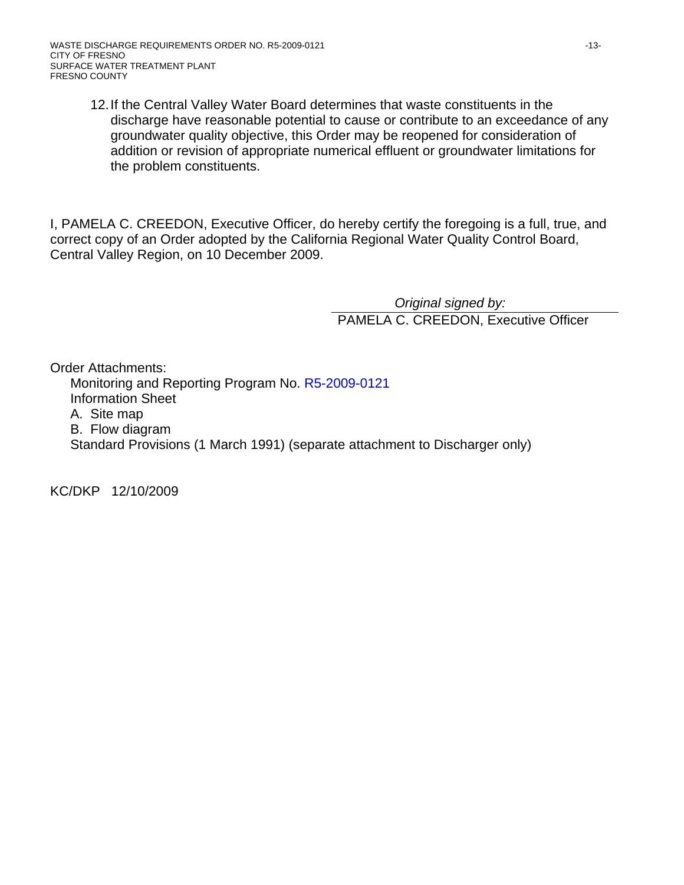12. If the Central Valley Water Board determines that waste constituents in the discharge have reasonable potential to cause or contribute to an exceedance of any groundwater quality objective, this Order may be reopened for consideration of addition or revision of appropriate numerical effluent or groundwater limitations for the problem constituents.

I, PAMELA C. CREEDON, Executive Officer, do hereby certify the foregoing is a full, true, and correct copy of an Order adopted by the California Regional Water Quality Control Board, Central Valley Region, on 10 December 2009.

*Original signed by:*

PAMELA C. CREEDON, Executive Officer

Order Attachments:

Monitoring and Reporting Program No. R5-2009-0121
Information Sheet
A. Site map
B. Flow diagram
Standard Provisions (1 March 1991) (separate attachment to Discharger only)

KC/DKP 12/10/2009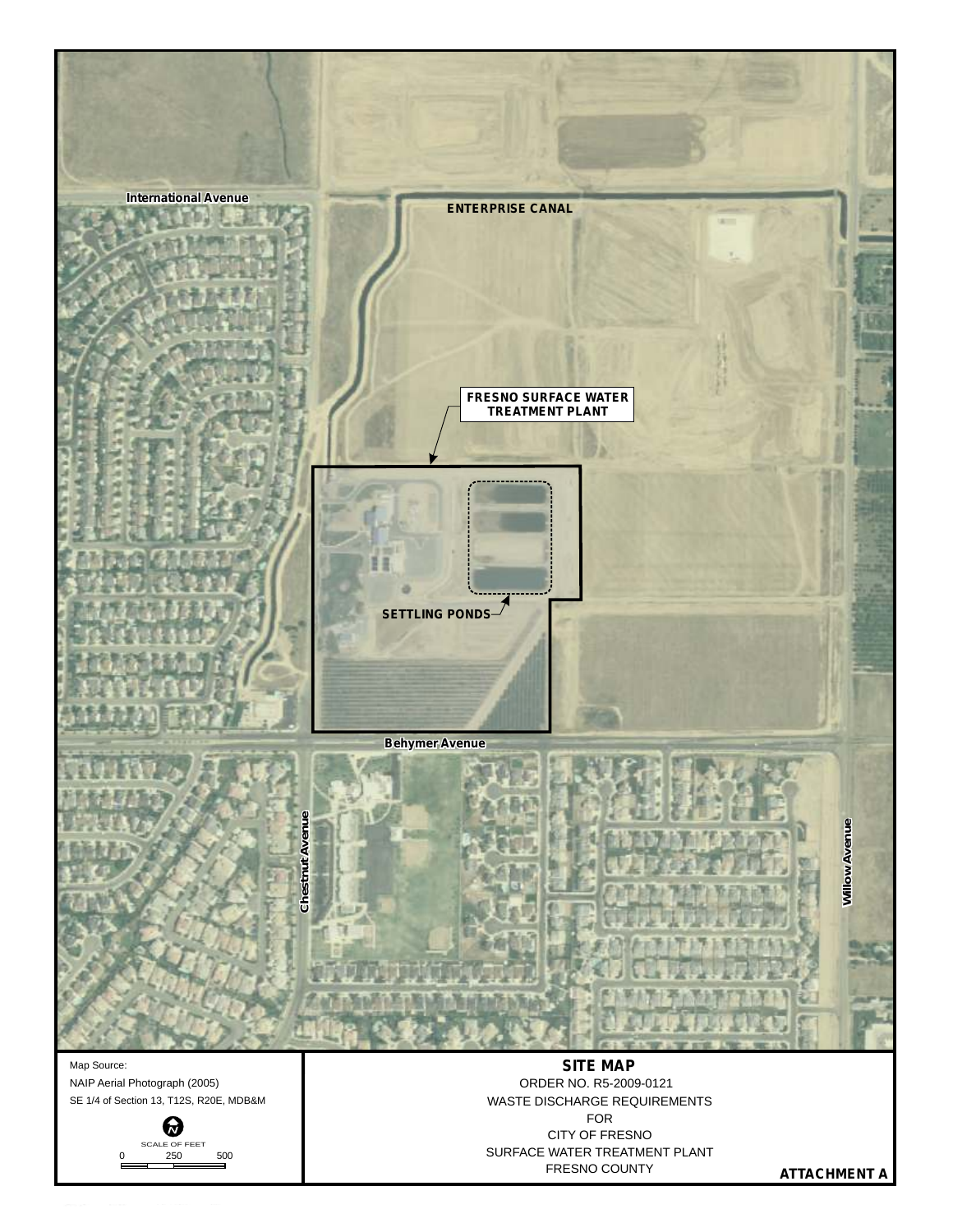International Avenue

ENTERPRISE CANAL

FRESNO SURFACE WATER TREATMENT PLANT

SETTLING PONDS

Behymer Avenue

Chestnut Avenue

Willow Avenue

Map Source:
NAIP Aerial Photograph (2005)
SE 1/4 of Section 13, T12S, R20E, MDB&M

SCALE OF FEET
0 250 500

**SITE MAP**

ORDER NO. R5-2009-0121
WASTE DISCHARGE REQUIREMENTS
FOR
CITY OF FRESNO
SURFACE WATER TREATMENT PLANT
FRESNO COUNTY

**ATTACHMENT A**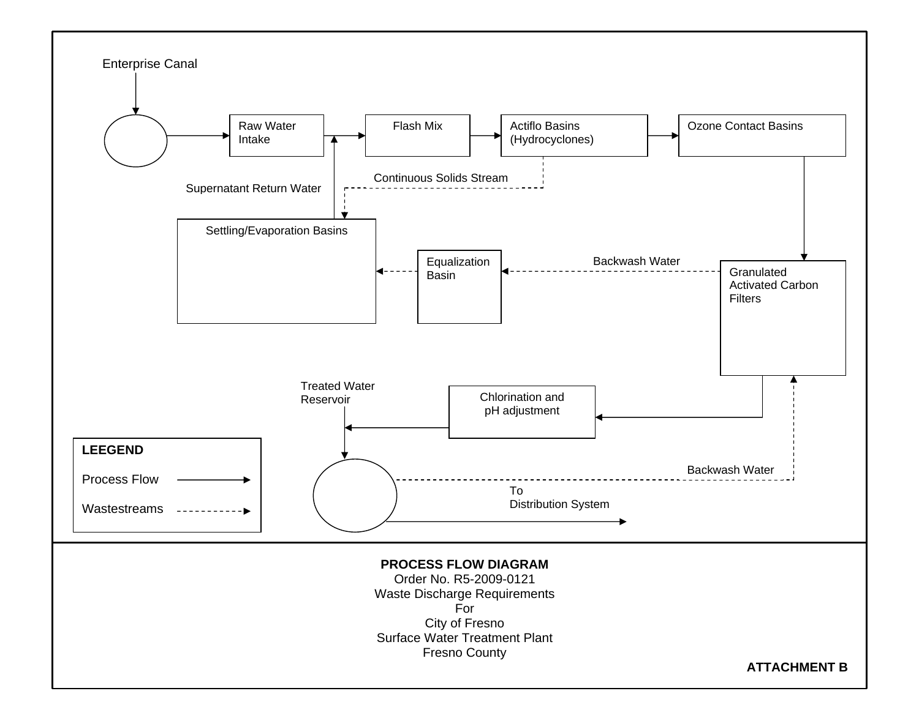Enterprise Canal

Raw Water Intake

Flash Mix

Actiflo Basins (Hydrocyclones)

Ozone Contact Basins

Continuous Solids Stream

Supernatant Return Water

Settling/Evaporation Basins

Equalization Basin

Backwash Water

Granulated Activated Carbon Filters

Treated Water Reservoir

Chlorination and pH adjustment

Backwash Water

To Distribution System

**LEEGEND**

Process Flow

Wastestreams

**PROCESS FLOW DIAGRAM**

Order No. R5-2009-0121

Waste Discharge Requirements

For

City of Fresno

Surface Water Treatment Plant

Fresno County

**ATTACHMENT B**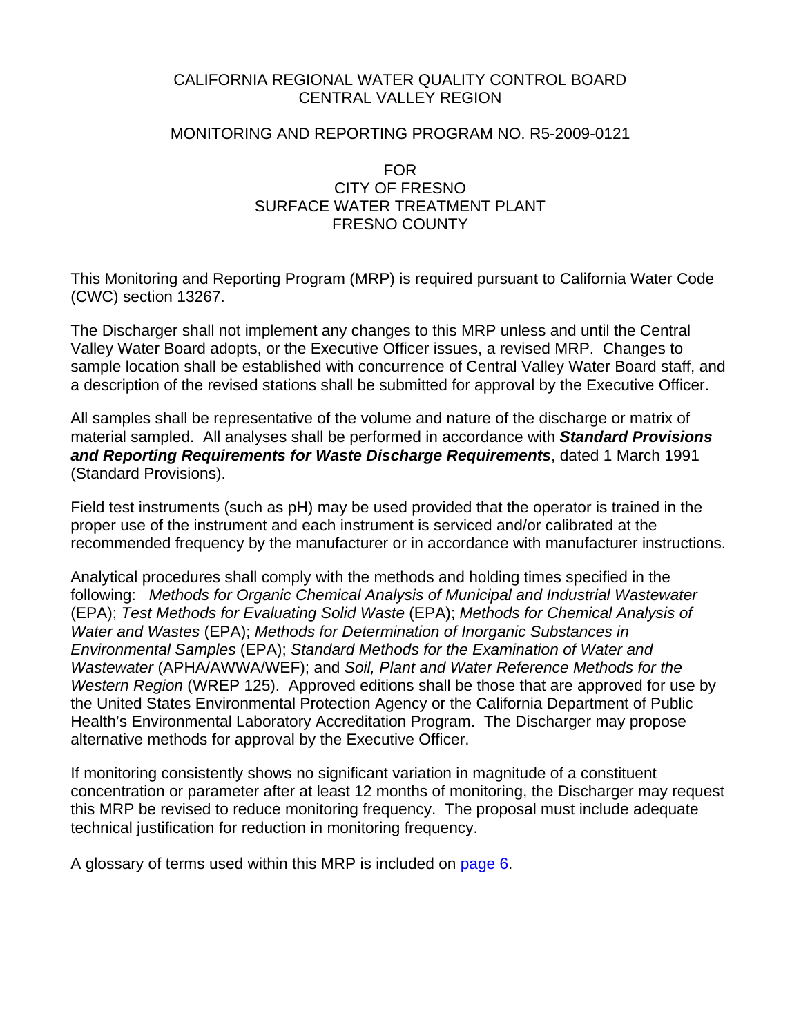CALIFORNIA REGIONAL WATER QUALITY CONTROL BOARD
CENTRAL VALLEY REGION

MONITORING AND REPORTING PROGRAM NO. R5-2009-0121

FOR
CITY OF FRESNO
SURFACE WATER TREATMENT PLANT
FRESNO COUNTY

This Monitoring and Reporting Program (MRP) is required pursuant to California Water Code (CWC) section 13267.

The Discharger shall not implement any changes to this MRP unless and until the Central Valley Water Board adopts, or the Executive Officer issues, a revised MRP. Changes to sample location shall be established with concurrence of Central Valley Water Board staff, and a description of the revised stations shall be submitted for approval by the Executive Officer.

All samples shall be representative of the volume and nature of the discharge or matrix of material sampled. All analyses shall be performed in accordance with ***Standard Provisions and Reporting Requirements for Waste Discharge Requirements***, dated 1 March 1991 (Standard Provisions).

Field test instruments (such as pH) may be used provided that the operator is trained in the proper use of the instrument and each instrument is serviced and/or calibrated at the recommended frequency by the manufacturer or in accordance with manufacturer instructions.

Analytical procedures shall comply with the methods and holding times specified in the following: *Methods for Organic Chemical Analysis of Municipal and Industrial Wastewater* (EPA); *Test Methods for Evaluating Solid Waste* (EPA); *Methods for Chemical Analysis of Water and Wastes* (EPA); *Methods for Determination of Inorganic Substances in Environmental Samples* (EPA); *Standard Methods for the Examination of Water and Wastewater* (APHA/AWWA/WEF); and *Soil, Plant and Water Reference Methods for the Western Region* (WREP 125). Approved editions shall be those that are approved for use by the United States Environmental Protection Agency or the California Department of Public Health's Environmental Laboratory Accreditation Program. The Discharger may propose alternative methods for approval by the Executive Officer.

If monitoring consistently shows no significant variation in magnitude of a constituent concentration or parameter after at least 12 months of monitoring, the Discharger may request this MRP be revised to reduce monitoring frequency. The proposal must include adequate technical justification for reduction in monitoring frequency.

A glossary of terms used within this MRP is included on page 6.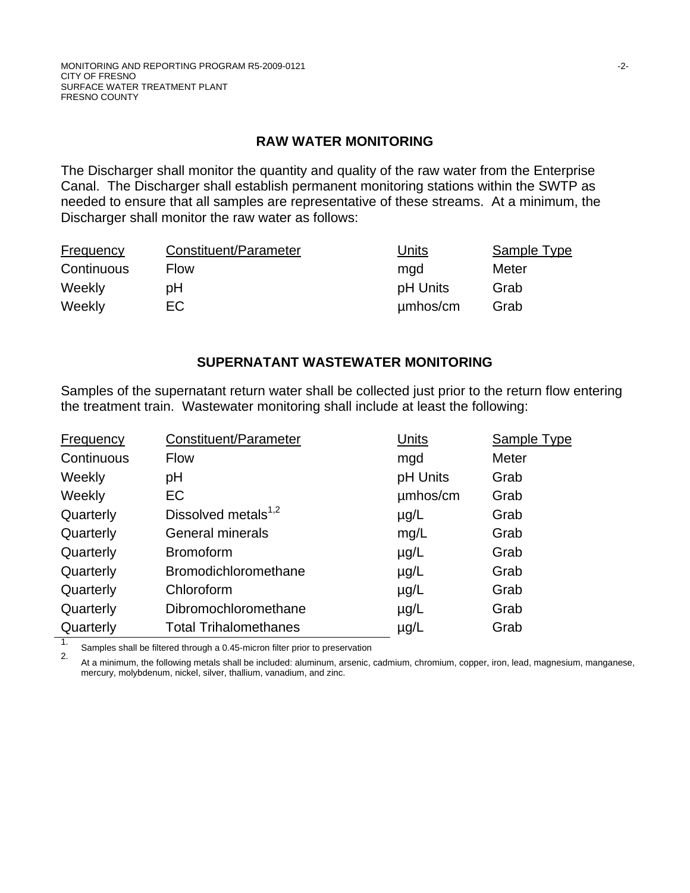## RAW WATER MONITORING

The Discharger shall monitor the quantity and quality of the raw water from the Enterprise Canal. The Discharger shall establish permanent monitoring stations within the SWTP as needed to ensure that all samples are representative of these streams. At a minimum, the Discharger shall monitor the raw water as follows:

| Frequency | Constituent/Parameter | Units | Sample Type |
|---|---|---|---|
| Continuous | Flow | mgd | Meter |
| Weekly | pH | pH Units | Grab |
| Weekly | EC | µmhos/cm | Grab |

## SUPERNATANT WASTEWATER MONITORING

Samples of the supernatant return water shall be collected just prior to the return flow entering the treatment train. Wastewater monitoring shall include at least the following:

| Frequency | Constituent/Parameter | Units | Sample Type |
|---|---|---|---|
| Continuous | Flow | mgd | Meter |
| Weekly | pH | pH Units | Grab |
| Weekly | EC | µmhos/cm | Grab |
| Quarterly | Dissolved metals[1,2] | µg/L | Grab |
| Quarterly | General minerals | mg/L | Grab |
| Quarterly | Bromoform | µg/L | Grab |
| Quarterly | Bromodichloromethane | µg/L | Grab |
| Quarterly | Chloroform | µg/L | Grab |
| Quarterly | Dibromochloromethane | µg/L | Grab |
| Quarterly | Total Trihalomethanes | µg/L | Grab |

1. Samples shall be filtered through a 0.45-micron filter prior to preservation
2. At a minimum, the following metals shall be included: aluminum, arsenic, cadmium, chromium, copper, iron, lead, magnesium, manganese, mercury, molybdenum, nickel, silver, thallium, vanadium, and zinc.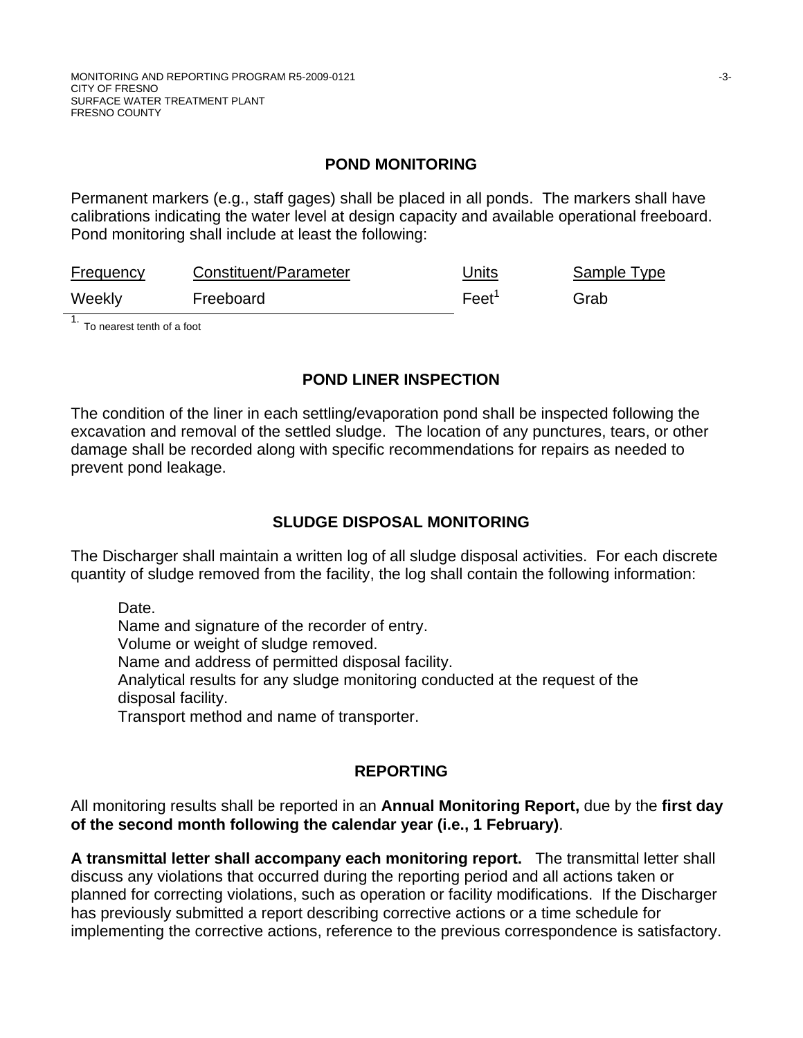## POND MONITORING

Permanent markers (e.g., staff gages) shall be placed in all ponds. The markers shall have calibrations indicating the water level at design capacity and available operational freeboard. Pond monitoring shall include at least the following:

| Frequency | Constituent/Parameter | Units | Sample Type |
|---|---|---|---|
| Weekly | Freeboard | Feet[1] | Grab |

1. To nearest tenth of a foot

## POND LINER INSPECTION

The condition of the liner in each settling/evaporation pond shall be inspected following the excavation and removal of the settled sludge. The location of any punctures, tears, or other damage shall be recorded along with specific recommendations for repairs as needed to prevent pond leakage.

## SLUDGE DISPOSAL MONITORING

The Discharger shall maintain a written log of all sludge disposal activities. For each discrete quantity of sludge removed from the facility, the log shall contain the following information:

- Date.
- Name and signature of the recorder of entry.
- Volume or weight of sludge removed.
- Name and address of permitted disposal facility.
- Analytical results for any sludge monitoring conducted at the request of the disposal facility.
- Transport method and name of transporter.

## REPORTING

All monitoring results shall be reported in an **Annual Monitoring Report,** due by the **first day of the second month following the calendar year (i.e., 1 February)**.

**A transmittal letter shall accompany each monitoring report.** The transmittal letter shall discuss any violations that occurred during the reporting period and all actions taken or planned for correcting violations, such as operation or facility modifications. If the Discharger has previously submitted a report describing corrective actions or a time schedule for implementing the corrective actions, reference to the previous correspondence is satisfactory.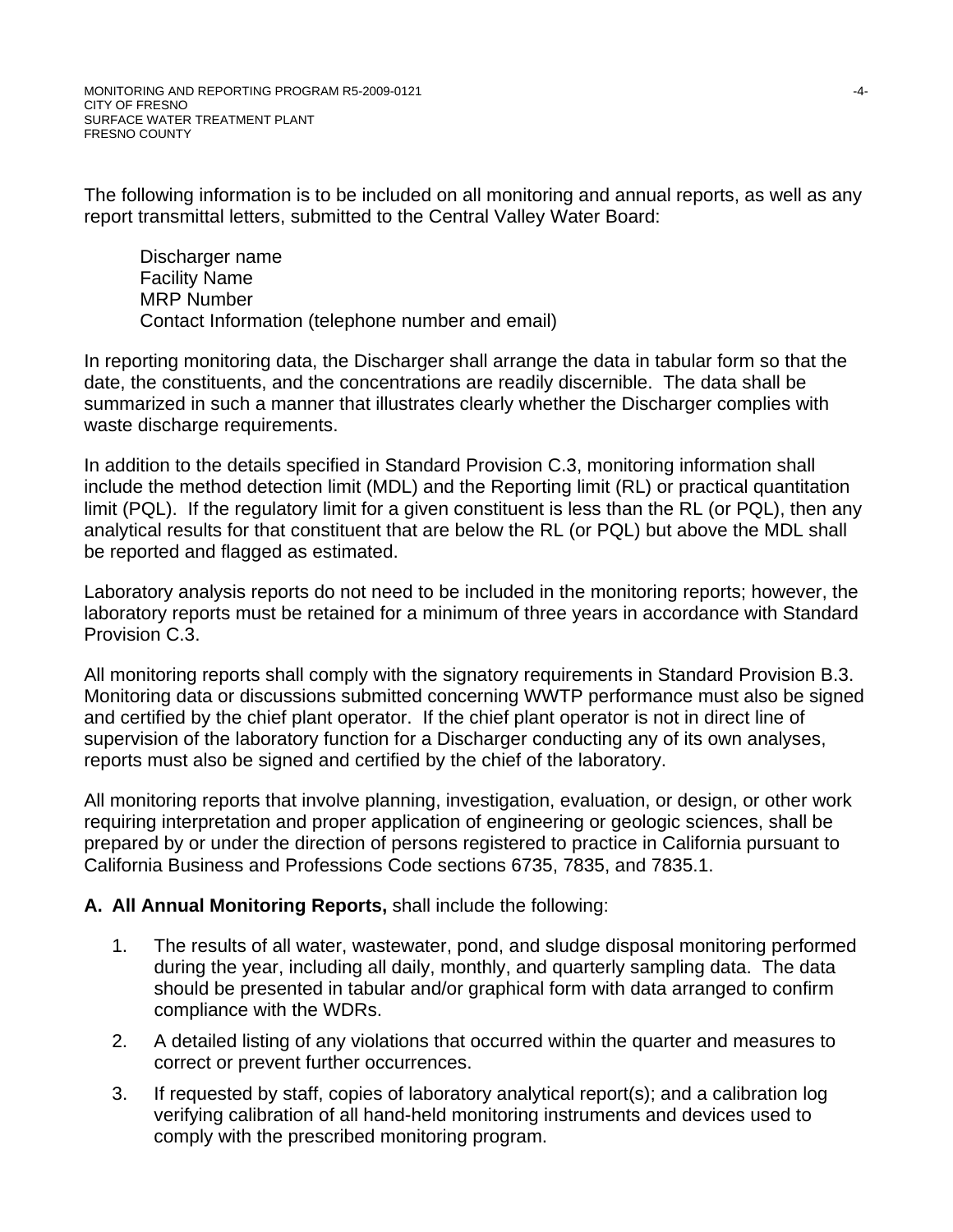The following information is to be included on all monitoring and annual reports, as well as any report transmittal letters, submitted to the Central Valley Water Board:

Discharger name
Facility Name
MRP Number
Contact Information (telephone number and email)

In reporting monitoring data, the Discharger shall arrange the data in tabular form so that the date, the constituents, and the concentrations are readily discernible. The data shall be summarized in such a manner that illustrates clearly whether the Discharger complies with waste discharge requirements.

In addition to the details specified in Standard Provision C.3, monitoring information shall include the method detection limit (MDL) and the Reporting limit (RL) or practical quantitation limit (PQL). If the regulatory limit for a given constituent is less than the RL (or PQL), then any analytical results for that constituent that are below the RL (or PQL) but above the MDL shall be reported and flagged as estimated.

Laboratory analysis reports do not need to be included in the monitoring reports; however, the laboratory reports must be retained for a minimum of three years in accordance with Standard Provision C.3.

All monitoring reports shall comply with the signatory requirements in Standard Provision B.3. Monitoring data or discussions submitted concerning WWTP performance must also be signed and certified by the chief plant operator. If the chief plant operator is not in direct line of supervision of the laboratory function for a Discharger conducting any of its own analyses, reports must also be signed and certified by the chief of the laboratory.

All monitoring reports that involve planning, investigation, evaluation, or design, or other work requiring interpretation and proper application of engineering or geologic sciences, shall be prepared by or under the direction of persons registered to practice in California pursuant to California Business and Professions Code sections 6735, 7835, and 7835.1.

**A. All Annual Monitoring Reports,** shall include the following:

1. The results of all water, wastewater, pond, and sludge disposal monitoring performed during the year, including all daily, monthly, and quarterly sampling data. The data should be presented in tabular and/or graphical form with data arranged to confirm compliance with the WDRs.
2. A detailed listing of any violations that occurred within the quarter and measures to correct or prevent further occurrences.
3. If requested by staff, copies of laboratory analytical report(s); and a calibration log verifying calibration of all hand-held monitoring instruments and devices used to comply with the prescribed monitoring program.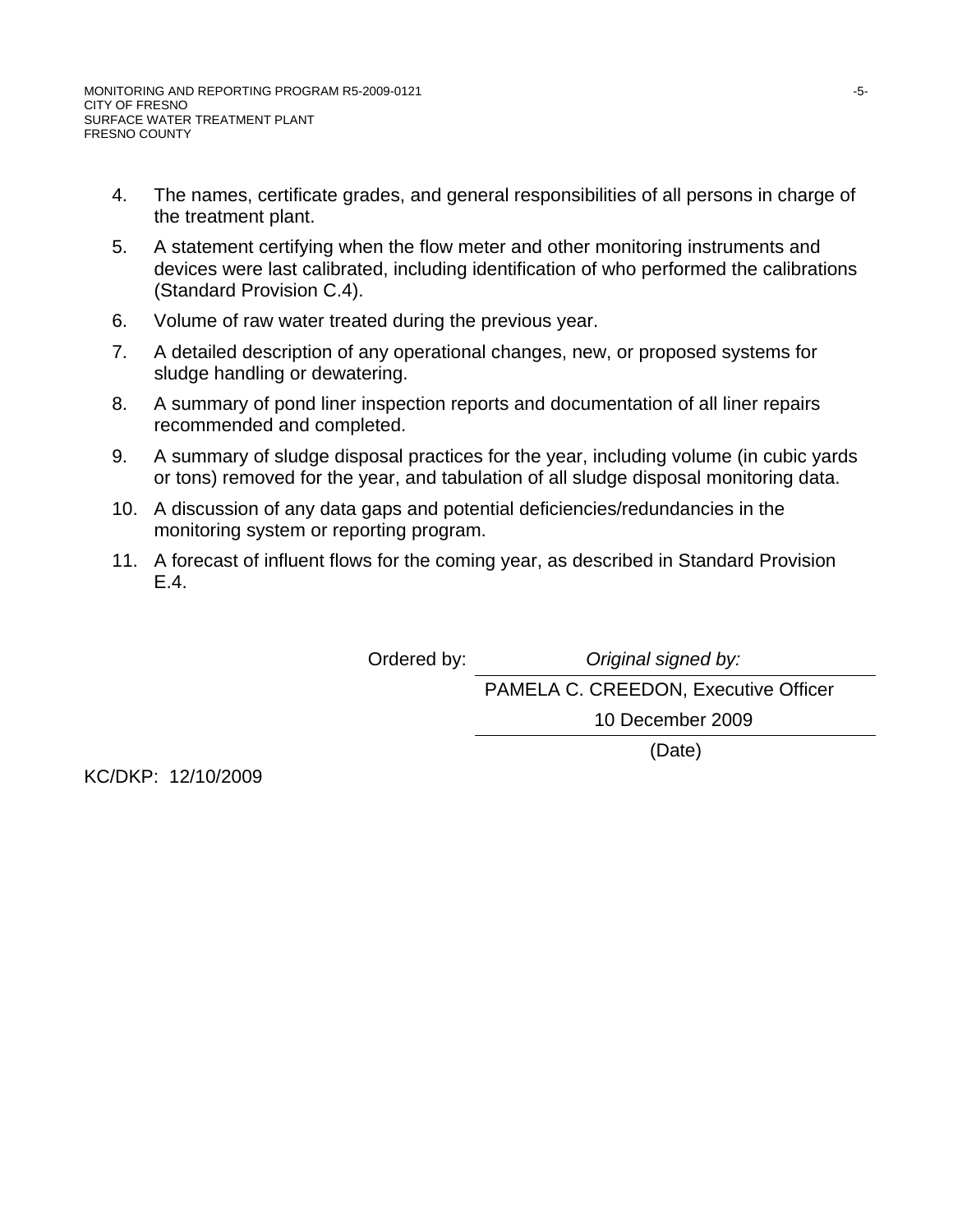4. The names, certificate grades, and general responsibilities of all persons in charge of the treatment plant.

5. A statement certifying when the flow meter and other monitoring instruments and devices were last calibrated, including identification of who performed the calibrations (Standard Provision C.4).

6. Volume of raw water treated during the previous year.

7. A detailed description of any operational changes, new, or proposed systems for sludge handling or dewatering.

8. A summary of pond liner inspection reports and documentation of all liner repairs recommended and completed.

9. A summary of sludge disposal practices for the year, including volume (in cubic yards or tons) removed for the year, and tabulation of all sludge disposal monitoring data.

10. A discussion of any data gaps and potential deficiencies/redundancies in the monitoring system or reporting program.

11. A forecast of influent flows for the coming year, as described in Standard Provision E.4.

Ordered by: *Original signed by:*

PAMELA C. CREEDON, Executive Officer

10 December 2009

(Date)

KC/DKP: 12/10/2009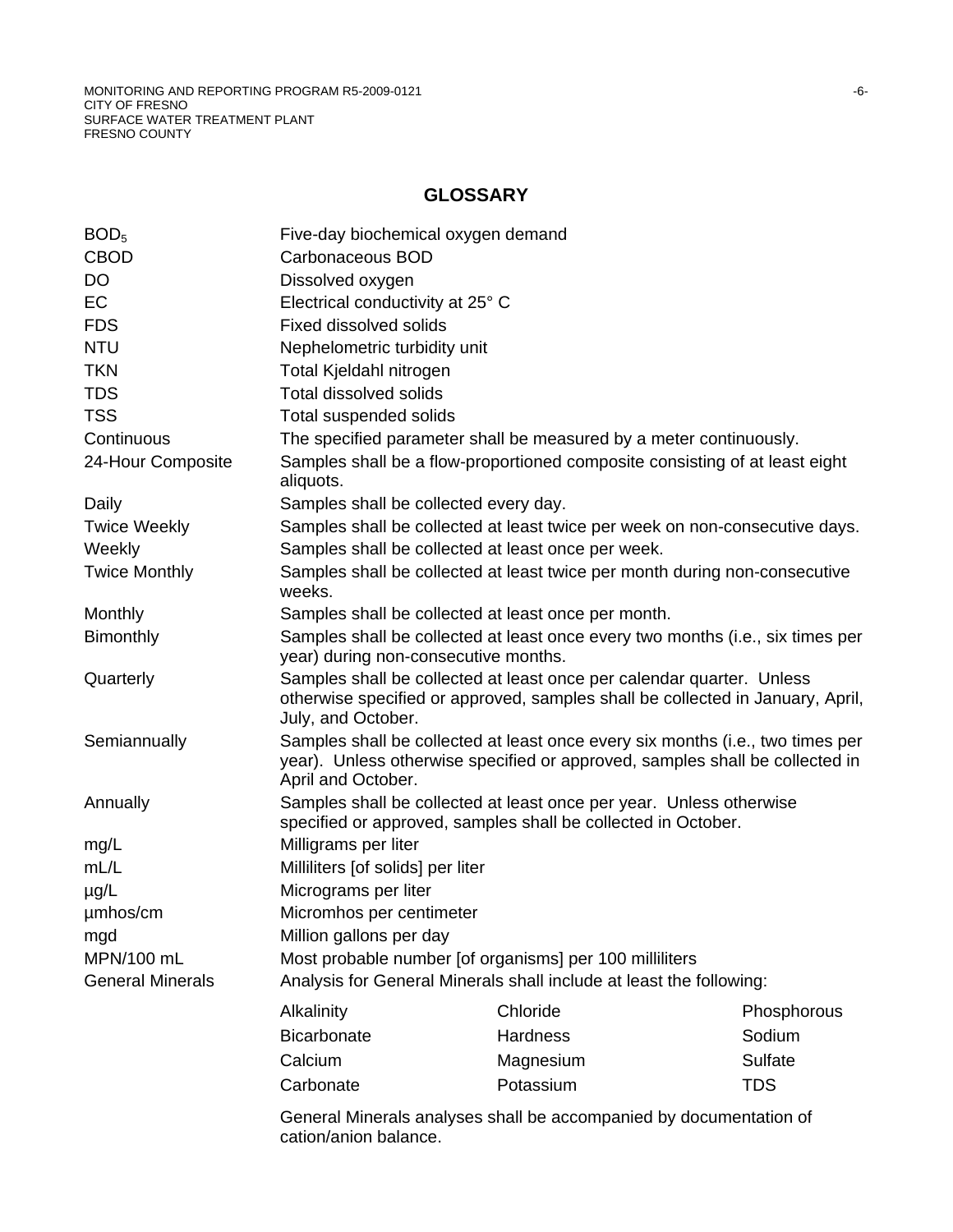## GLOSSARY

| | |
|---|---|
| $BOD_5$ | Five-day biochemical oxygen demand |
| CBOD | Carbonaceous BOD |
| DO | Dissolved oxygen |
| EC | Electrical conductivity at 25° C |
| FDS | Fixed dissolved solids |
| NTU | Nephelometric turbidity unit |
| TKN | Total Kjeldahl nitrogen |
| TDS | Total dissolved solids |
| TSS | Total suspended solids |
| Continuous | The specified parameter shall be measured by a meter continuously. |
| 24-Hour Composite | Samples shall be a flow-proportioned composite consisting of at least eight aliquots. |
| Daily | Samples shall be collected every day. |
| Twice Weekly | Samples shall be collected at least twice per week on non-consecutive days. |
| Weekly | Samples shall be collected at least once per week. |
| Twice Monthly | Samples shall be collected at least twice per month during non-consecutive weeks. |
| Monthly | Samples shall be collected at least once per month. |
| Bimonthly | Samples shall be collected at least once every two months (i.e., six times per year) during non-consecutive months. |
| Quarterly | Samples shall be collected at least once per calendar quarter. Unless otherwise specified or approved, samples shall be collected in January, April, July, and October. |
| Semiannually | Samples shall be collected at least once every six months (i.e., two times per year). Unless otherwise specified or approved, samples shall be collected in April and October. |
| Annually | Samples shall be collected at least once per year. Unless otherwise specified or approved, samples shall be collected in October. |
| mg/L | Milligrams per liter |
| mL/L | Milliliters [of solids] per liter |
| µg/L | Micrograms per liter |
| µmhos/cm | Micromhos per centimeter |
| mgd | Million gallons per day |
| MPN/100 mL | Most probable number [of organisms] per 100 milliliters |
| General Minerals | Analysis for General Minerals shall include at least the following: |

| | | |
|---|---|---|
| Alkalinity | Chloride | Phosphorous |
| Bicarbonate | Hardness | Sodium |
| Calcium | Magnesium | Sulfate |
| Carbonate | Potassium | TDS |

General Minerals analyses shall be accompanied by documentation of cation/anion balance.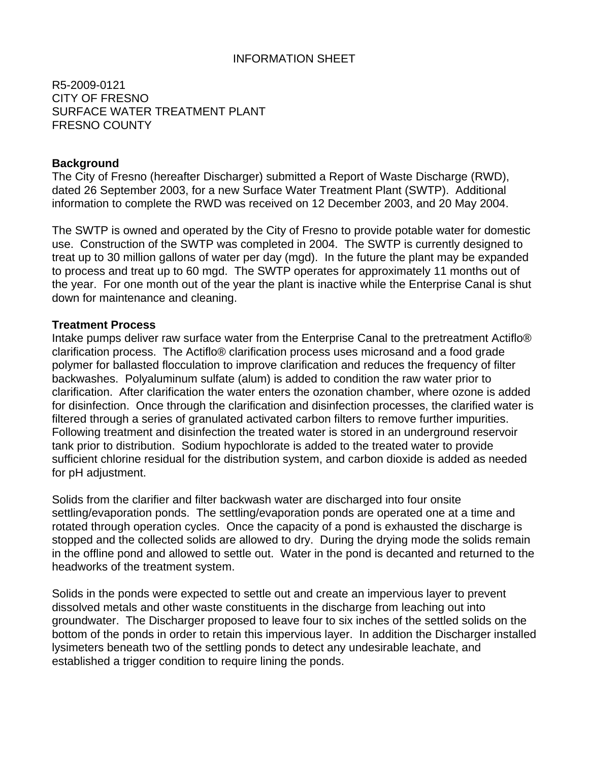INFORMATION SHEET

R5-2009-0121
CITY OF FRESNO
SURFACE WATER TREATMENT PLANT
FRESNO COUNTY

**Background**

The City of Fresno (hereafter Discharger) submitted a Report of Waste Discharge (RWD), dated 26 September 2003, for a new Surface Water Treatment Plant (SWTP). Additional information to complete the RWD was received on 12 December 2003, and 20 May 2004.

The SWTP is owned and operated by the City of Fresno to provide potable water for domestic use. Construction of the SWTP was completed in 2004. The SWTP is currently designed to treat up to 30 million gallons of water per day (mgd). In the future the plant may be expanded to process and treat up to 60 mgd. The SWTP operates for approximately 11 months out of the year. For one month out of the year the plant is inactive while the Enterprise Canal is shut down for maintenance and cleaning.

**Treatment Process**

Intake pumps deliver raw surface water from the Enterprise Canal to the pretreatment Actiflo® clarification process. The Actiflo® clarification process uses microsand and a food grade polymer for ballasted flocculation to improve clarification and reduces the frequency of filter backwashes. Polyaluminum sulfate (alum) is added to condition the raw water prior to clarification. After clarification the water enters the ozonation chamber, where ozone is added for disinfection. Once through the clarification and disinfection processes, the clarified water is filtered through a series of granulated activated carbon filters to remove further impurities. Following treatment and disinfection the treated water is stored in an underground reservoir tank prior to distribution. Sodium hypochlorate is added to the treated water to provide sufficient chlorine residual for the distribution system, and carbon dioxide is added as needed for pH adjustment.

Solids from the clarifier and filter backwash water are discharged into four onsite settling/evaporation ponds. The settling/evaporation ponds are operated one at a time and rotated through operation cycles. Once the capacity of a pond is exhausted the discharge is stopped and the collected solids are allowed to dry. During the drying mode the solids remain in the offline pond and allowed to settle out. Water in the pond is decanted and returned to the headworks of the treatment system.

Solids in the ponds were expected to settle out and create an impervious layer to prevent dissolved metals and other waste constituents in the discharge from leaching out into groundwater. The Discharger proposed to leave four to six inches of the settled solids on the bottom of the ponds in order to retain this impervious layer. In addition the Discharger installed lysimeters beneath two of the settling ponds to detect any undesirable leachate, and established a trigger condition to require lining the ponds.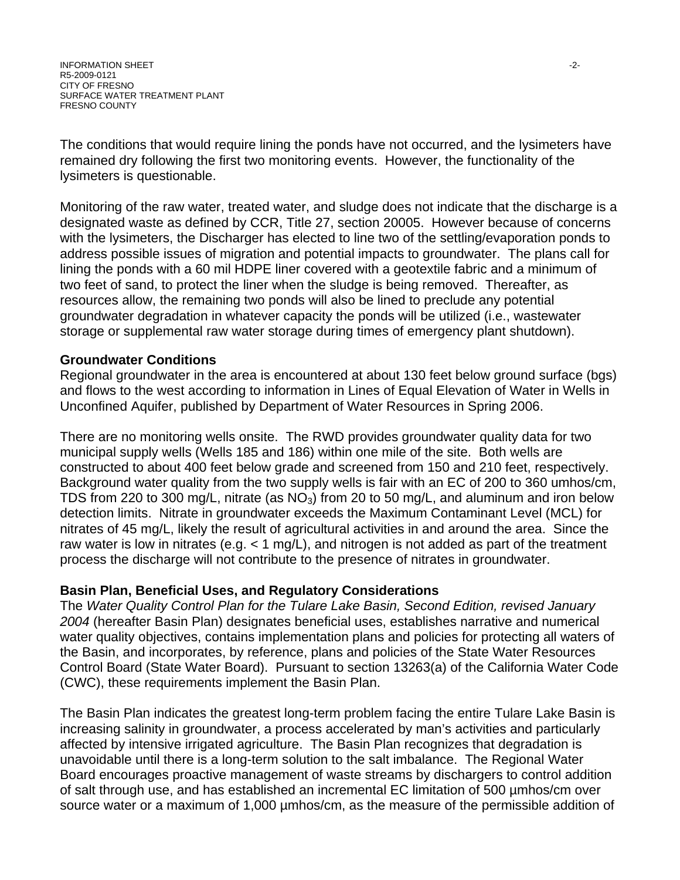The conditions that would require lining the ponds have not occurred, and the lysimeters have remained dry following the first two monitoring events. However, the functionality of the lysimeters is questionable.

Monitoring of the raw water, treated water, and sludge does not indicate that the discharge is a designated waste as defined by CCR, Title 27, section 20005. However because of concerns with the lysimeters, the Discharger has elected to line two of the settling/evaporation ponds to address possible issues of migration and potential impacts to groundwater. The plans call for lining the ponds with a 60 mil HDPE liner covered with a geotextile fabric and a minimum of two feet of sand, to protect the liner when the sludge is being removed. Thereafter, as resources allow, the remaining two ponds will also be lined to preclude any potential groundwater degradation in whatever capacity the ponds will be utilized (i.e., wastewater storage or supplemental raw water storage during times of emergency plant shutdown).

**Groundwater Conditions**

Regional groundwater in the area is encountered at about 130 feet below ground surface (bgs) and flows to the west according to information in Lines of Equal Elevation of Water in Wells in Unconfined Aquifer, published by Department of Water Resources in Spring 2006.

There are no monitoring wells onsite. The RWD provides groundwater quality data for two municipal supply wells (Wells 185 and 186) within one mile of the site. Both wells are constructed to about 400 feet below grade and screened from 150 and 210 feet, respectively. Background water quality from the two supply wells is fair with an EC of 200 to 360 umhos/cm, TDS from 220 to 300 mg/L, nitrate (as $NO_3$) from 20 to 50 mg/L, and aluminum and iron below detection limits. Nitrate in groundwater exceeds the Maximum Contaminant Level (MCL) for nitrates of 45 mg/L, likely the result of agricultural activities in and around the area. Since the raw water is low in nitrates (e.g. < 1 mg/L), and nitrogen is not added as part of the treatment process the discharge will not contribute to the presence of nitrates in groundwater.

**Basin Plan, Beneficial Uses, and Regulatory Considerations**

The *Water Quality Control Plan for the Tulare Lake Basin, Second Edition, revised January 2004* (hereafter Basin Plan) designates beneficial uses, establishes narrative and numerical water quality objectives, contains implementation plans and policies for protecting all waters of the Basin, and incorporates, by reference, plans and policies of the State Water Resources Control Board (State Water Board). Pursuant to section 13263(a) of the California Water Code (CWC), these requirements implement the Basin Plan.

The Basin Plan indicates the greatest long-term problem facing the entire Tulare Lake Basin is increasing salinity in groundwater, a process accelerated by man's activities and particularly affected by intensive irrigated agriculture. The Basin Plan recognizes that degradation is unavoidable until there is a long-term solution to the salt imbalance. The Regional Water Board encourages proactive management of waste streams by dischargers to control addition of salt through use, and has established an incremental EC limitation of 500 µmhos/cm over source water or a maximum of 1,000 µmhos/cm, as the measure of the permissible addition of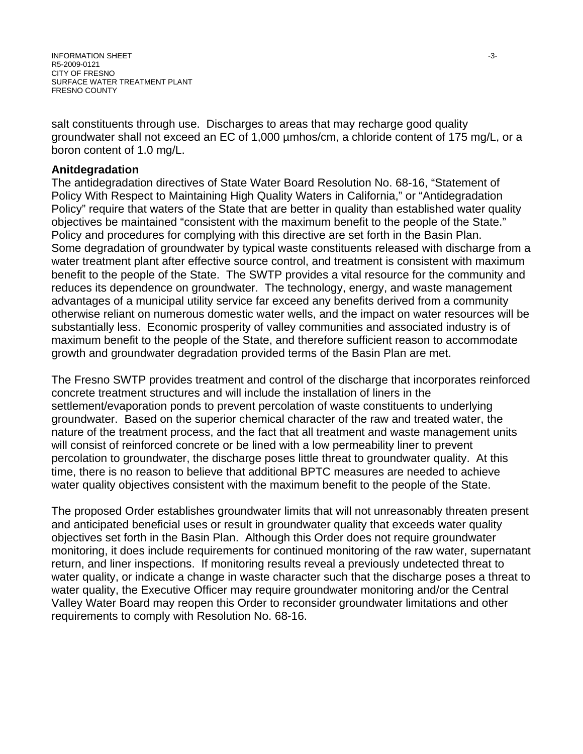salt constituents through use. Discharges to areas that may recharge good quality groundwater shall not exceed an EC of 1,000 µmhos/cm, a chloride content of 175 mg/L, or a boron content of 1.0 mg/L.

**Anitdegradation**

The antidegradation directives of State Water Board Resolution No. 68-16, "Statement of Policy With Respect to Maintaining High Quality Waters in California," or "Antidegradation Policy" require that waters of the State that are better in quality than established water quality objectives be maintained "consistent with the maximum benefit to the people of the State." Policy and procedures for complying with this directive are set forth in the Basin Plan. Some degradation of groundwater by typical waste constituents released with discharge from a water treatment plant after effective source control, and treatment is consistent with maximum benefit to the people of the State. The SWTP provides a vital resource for the community and reduces its dependence on groundwater. The technology, energy, and waste management advantages of a municipal utility service far exceed any benefits derived from a community otherwise reliant on numerous domestic water wells, and the impact on water resources will be substantially less. Economic prosperity of valley communities and associated industry is of maximum benefit to the people of the State, and therefore sufficient reason to accommodate growth and groundwater degradation provided terms of the Basin Plan are met.

The Fresno SWTP provides treatment and control of the discharge that incorporates reinforced concrete treatment structures and will include the installation of liners in the settlement/evaporation ponds to prevent percolation of waste constituents to underlying groundwater. Based on the superior chemical character of the raw and treated water, the nature of the treatment process, and the fact that all treatment and waste management units will consist of reinforced concrete or be lined with a low permeability liner to prevent percolation to groundwater, the discharge poses little threat to groundwater quality. At this time, there is no reason to believe that additional BPTC measures are needed to achieve water quality objectives consistent with the maximum benefit to the people of the State.

The proposed Order establishes groundwater limits that will not unreasonably threaten present and anticipated beneficial uses or result in groundwater quality that exceeds water quality objectives set forth in the Basin Plan. Although this Order does not require groundwater monitoring, it does include requirements for continued monitoring of the raw water, supernatant return, and liner inspections. If monitoring results reveal a previously undetected threat to water quality, or indicate a change in waste character such that the discharge poses a threat to water quality, the Executive Officer may require groundwater monitoring and/or the Central Valley Water Board may reopen this Order to reconsider groundwater limitations and other requirements to comply with Resolution No. 68-16.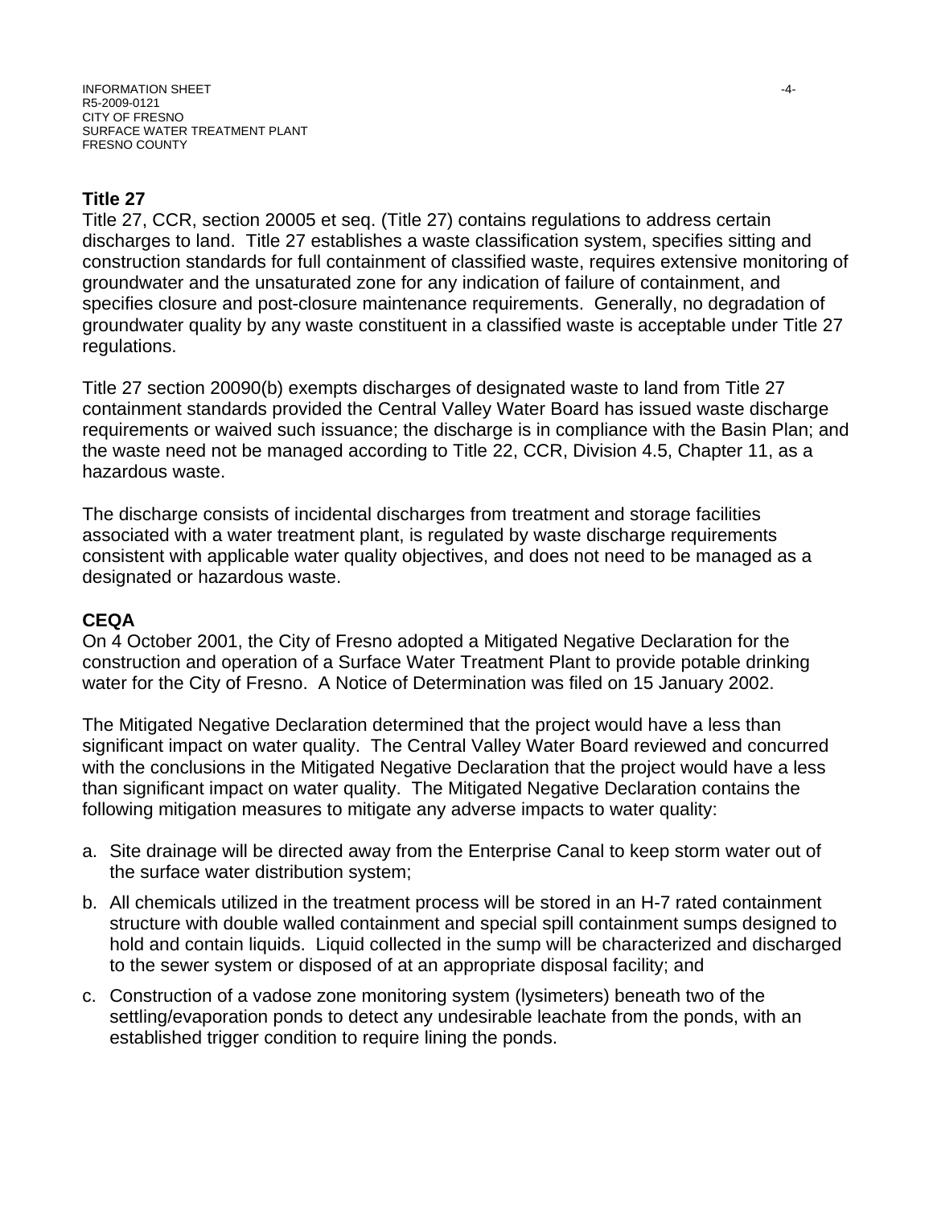**Title 27**

Title 27, CCR, section 20005 et seq. (Title 27) contains regulations to address certain discharges to land. Title 27 establishes a waste classification system, specifies sitting and construction standards for full containment of classified waste, requires extensive monitoring of groundwater and the unsaturated zone for any indication of failure of containment, and specifies closure and post-closure maintenance requirements. Generally, no degradation of groundwater quality by any waste constituent in a classified waste is acceptable under Title 27 regulations.

Title 27 section 20090(b) exempts discharges of designated waste to land from Title 27 containment standards provided the Central Valley Water Board has issued waste discharge requirements or waived such issuance; the discharge is in compliance with the Basin Plan; and the waste need not be managed according to Title 22, CCR, Division 4.5, Chapter 11, as a hazardous waste.

The discharge consists of incidental discharges from treatment and storage facilities associated with a water treatment plant, is regulated by waste discharge requirements consistent with applicable water quality objectives, and does not need to be managed as a designated or hazardous waste.

**CEQA**

On 4 October 2001, the City of Fresno adopted a Mitigated Negative Declaration for the construction and operation of a Surface Water Treatment Plant to provide potable drinking water for the City of Fresno. A Notice of Determination was filed on 15 January 2002.

The Mitigated Negative Declaration determined that the project would have a less than significant impact on water quality. The Central Valley Water Board reviewed and concurred with the conclusions in the Mitigated Negative Declaration that the project would have a less than significant impact on water quality. The Mitigated Negative Declaration contains the following mitigation measures to mitigate any adverse impacts to water quality:

a. Site drainage will be directed away from the Enterprise Canal to keep storm water out of the surface water distribution system;

b. All chemicals utilized in the treatment process will be stored in an H-7 rated containment structure with double walled containment and special spill containment sumps designed to hold and contain liquids. Liquid collected in the sump will be characterized and discharged to the sewer system or disposed of at an appropriate disposal facility; and

c. Construction of a vadose zone monitoring system (lysimeters) beneath two of the settling/evaporation ponds to detect any undesirable leachate from the ponds, with an established trigger condition to require lining the ponds.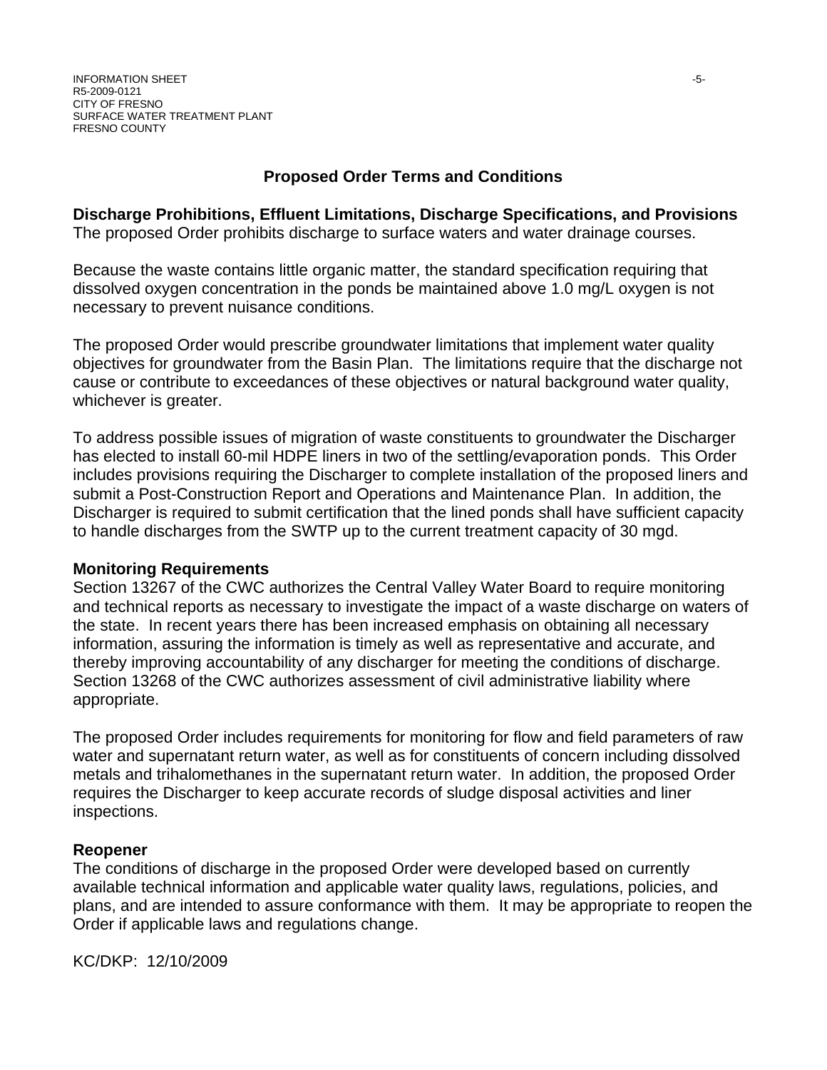## Proposed Order Terms and Conditions

**Discharge Prohibitions, Effluent Limitations, Discharge Specifications, and Provisions**
The proposed Order prohibits discharge to surface waters and water drainage courses.

Because the waste contains little organic matter, the standard specification requiring that dissolved oxygen concentration in the ponds be maintained above 1.0 mg/L oxygen is not necessary to prevent nuisance conditions.

The proposed Order would prescribe groundwater limitations that implement water quality objectives for groundwater from the Basin Plan. The limitations require that the discharge not cause or contribute to exceedances of these objectives or natural background water quality, whichever is greater.

To address possible issues of migration of waste constituents to groundwater the Discharger has elected to install 60-mil HDPE liners in two of the settling/evaporation ponds. This Order includes provisions requiring the Discharger to complete installation of the proposed liners and submit a Post-Construction Report and Operations and Maintenance Plan. In addition, the Discharger is required to submit certification that the lined ponds shall have sufficient capacity to handle discharges from the SWTP up to the current treatment capacity of 30 mgd.

**Monitoring Requirements**
Section 13267 of the CWC authorizes the Central Valley Water Board to require monitoring and technical reports as necessary to investigate the impact of a waste discharge on waters of the state. In recent years there has been increased emphasis on obtaining all necessary information, assuring the information is timely as well as representative and accurate, and thereby improving accountability of any discharger for meeting the conditions of discharge. Section 13268 of the CWC authorizes assessment of civil administrative liability where appropriate.

The proposed Order includes requirements for monitoring for flow and field parameters of raw water and supernatant return water, as well as for constituents of concern including dissolved metals and trihalomethanes in the supernatant return water. In addition, the proposed Order requires the Discharger to keep accurate records of sludge disposal activities and liner inspections.

**Reopener**
The conditions of discharge in the proposed Order were developed based on currently available technical information and applicable water quality laws, regulations, policies, and plans, and are intended to assure conformance with them. It may be appropriate to reopen the Order if applicable laws and regulations change.

KC/DKP: 12/10/2009